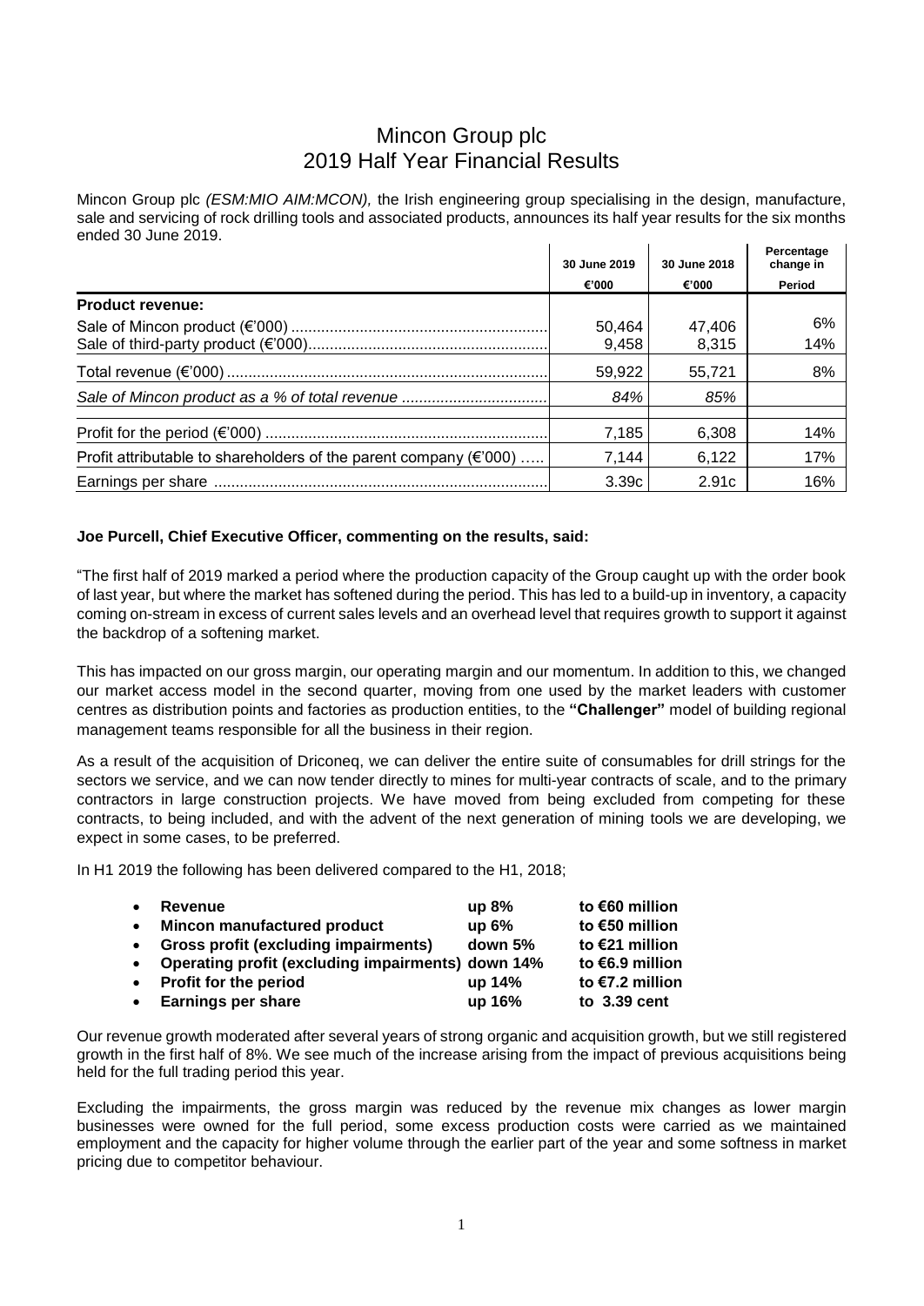# Mincon Group plc
## 2019 Half Year Financial Results

Mincon Group plc *(ESM:MIO AIM:MCON),* the Irish engineering group specialising in the design, manufacture, sale and servicing of rock drilling tools and associated products, announces its half year results for the six months ended 30 June 2019.

| | 30 June 2019 | 30 June 2018 | Percentage change in |
|---|---|---|---|
| | €'000 | €'000 | Period |
| **Product revenue:** | | | |
| Sale of Mincon product (€'000) | 50,464 | 47,406 | 6% |
| Sale of third-party product (€'000) | 9,458 | 8,315 | 14% |
| Total revenue (€'000) | 59,922 | 55,721 | 8% |
| *Sale of Mincon product as a % of total revenue* | *84%* | *85%* | |
| Profit for the period (€'000) | 7,185 | 6,308 | 14% |
| Profit attributable to shareholders of the parent company (€'000) | 7,144 | 6,122 | 17% |
| Earnings per share | 3.39c | 2.91c | 16% |

**Joe Purcell, Chief Executive Officer, commenting on the results, said:**

"The first half of 2019 marked a period where the production capacity of the Group caught up with the order book of last year, but where the market has softened during the period. This has led to a build-up in inventory, a capacity coming on-stream in excess of current sales levels and an overhead level that requires growth to support it against the backdrop of a softening market.

This has impacted on our gross margin, our operating margin and our momentum. In addition to this, we changed our market access model in the second quarter, moving from one used by the market leaders with customer centres as distribution points and factories as production entities, to the **"Challenger"** model of building regional management teams responsible for all the business in their region.

As a result of the acquisition of Driconeq, we can deliver the entire suite of consumables for drill strings for the sectors we service, and we can now tender directly to mines for multi-year contracts of scale, and to the primary contractors in large construction projects. We have moved from being excluded from competing for these contracts, to being included, and with the advent of the next generation of mining tools we are developing, we expect in some cases, to be preferred.

In H1 2019 the following has been delivered compared to the H1, 2018;

- **Revenue** **up 8%** **to €60 million**
- **Mincon manufactured product** **up 6%** **to €50 million**
- **Gross profit (excluding impairments)** **down 5%** **to €21 million**
- **Operating profit (excluding impairments)** **down 14%** **to €6.9 million**
- **Profit for the period** **up 14%** **to €7.2 million**
- **Earnings per share** **up 16%** **to 3.39 cent**

Our revenue growth moderated after several years of strong organic and acquisition growth, but we still registered growth in the first half of 8%. We see much of the increase arising from the impact of previous acquisitions being held for the full trading period this year.

Excluding the impairments, the gross margin was reduced by the revenue mix changes as lower margin businesses were owned for the full period, some excess production costs were carried as we maintained employment and the capacity for higher volume through the earlier part of the year and some softness in market pricing due to competitor behaviour.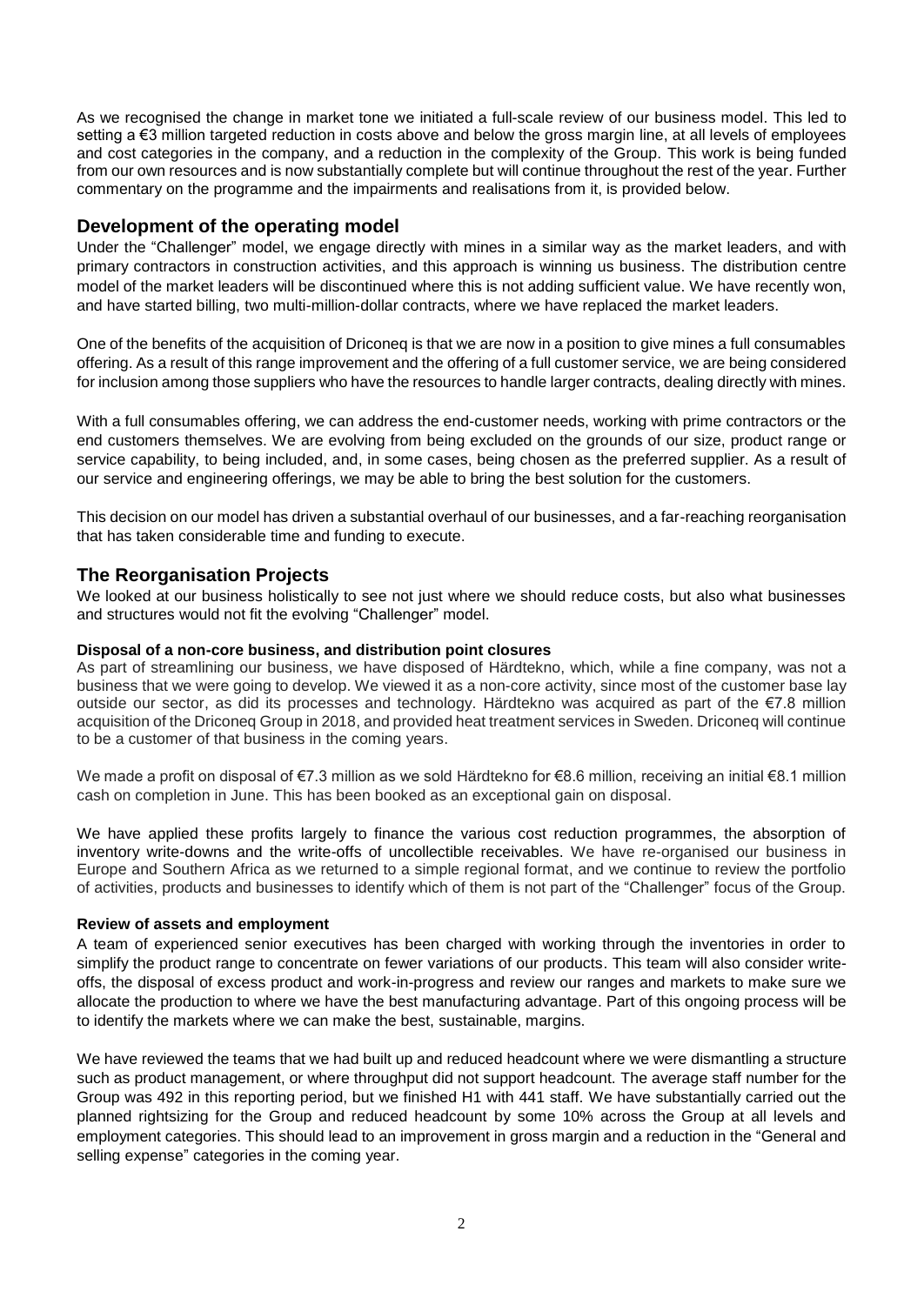As we recognised the change in market tone we initiated a full-scale review of our business model. This led to setting a €3 million targeted reduction in costs above and below the gross margin line, at all levels of employees and cost categories in the company, and a reduction in the complexity of the Group. This work is being funded from our own resources and is now substantially complete but will continue throughout the rest of the year. Further commentary on the programme and the impairments and realisations from it, is provided below.

## Development of the operating model

Under the "Challenger" model, we engage directly with mines in a similar way as the market leaders, and with primary contractors in construction activities, and this approach is winning us business. The distribution centre model of the market leaders will be discontinued where this is not adding sufficient value. We have recently won, and have started billing, two multi-million-dollar contracts, where we have replaced the market leaders.

One of the benefits of the acquisition of Driconeq is that we are now in a position to give mines a full consumables offering. As a result of this range improvement and the offering of a full customer service, we are being considered for inclusion among those suppliers who have the resources to handle larger contracts, dealing directly with mines.

With a full consumables offering, we can address the end-customer needs, working with prime contractors or the end customers themselves. We are evolving from being excluded on the grounds of our size, product range or service capability, to being included, and, in some cases, being chosen as the preferred supplier. As a result of our service and engineering offerings, we may be able to bring the best solution for the customers.

This decision on our model has driven a substantial overhaul of our businesses, and a far-reaching reorganisation that has taken considerable time and funding to execute.

## The Reorganisation Projects

We looked at our business holistically to see not just where we should reduce costs, but also what businesses and structures would not fit the evolving "Challenger" model.

### Disposal of a non-core business, and distribution point closures

As part of streamlining our business, we have disposed of Härdtekno, which, while a fine company, was not a business that we were going to develop. We viewed it as a non-core activity, since most of the customer base lay outside our sector, as did its processes and technology. Härdtekno was acquired as part of the €7.8 million acquisition of the Driconeq Group in 2018, and provided heat treatment services in Sweden. Driconeq will continue to be a customer of that business in the coming years.

We made a profit on disposal of €7.3 million as we sold Härdtekno for €8.6 million, receiving an initial €8.1 million cash on completion in June. This has been booked as an exceptional gain on disposal.

We have applied these profits largely to finance the various cost reduction programmes, the absorption of inventory write-downs and the write-offs of uncollectible receivables. We have re-organised our business in Europe and Southern Africa as we returned to a simple regional format, and we continue to review the portfolio of activities, products and businesses to identify which of them is not part of the "Challenger" focus of the Group.

### Review of assets and employment

A team of experienced senior executives has been charged with working through the inventories in order to simplify the product range to concentrate on fewer variations of our products. This team will also consider write-offs, the disposal of excess product and work-in-progress and review our ranges and markets to make sure we allocate the production to where we have the best manufacturing advantage. Part of this ongoing process will be to identify the markets where we can make the best, sustainable, margins.

We have reviewed the teams that we had built up and reduced headcount where we were dismantling a structure such as product management, or where throughput did not support headcount. The average staff number for the Group was 492 in this reporting period, but we finished H1 with 441 staff. We have substantially carried out the planned rightsizing for the Group and reduced headcount by some 10% across the Group at all levels and employment categories. This should lead to an improvement in gross margin and a reduction in the "General and selling expense" categories in the coming year.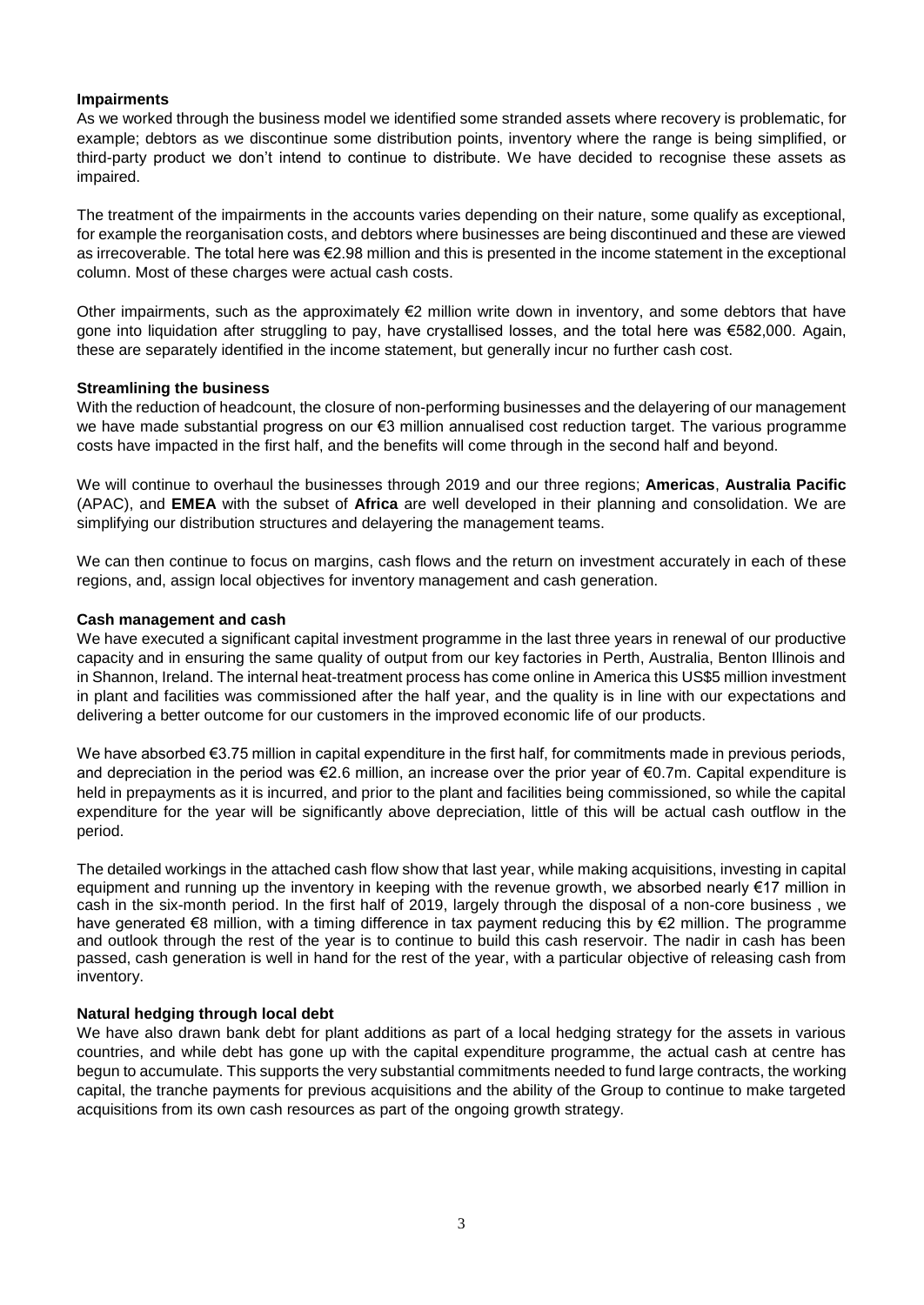## Impairments

As we worked through the business model we identified some stranded assets where recovery is problematic, for example; debtors as we discontinue some distribution points, inventory where the range is being simplified, or third-party product we don't intend to continue to distribute. We have decided to recognise these assets as impaired.

The treatment of the impairments in the accounts varies depending on their nature, some qualify as exceptional, for example the reorganisation costs, and debtors where businesses are being discontinued and these are viewed as irrecoverable. The total here was €2.98 million and this is presented in the income statement in the exceptional column. Most of these charges were actual cash costs.

Other impairments, such as the approximately €2 million write down in inventory, and some debtors that have gone into liquidation after struggling to pay, have crystallised losses, and the total here was €582,000. Again, these are separately identified in the income statement, but generally incur no further cash cost.

## Streamlining the business

With the reduction of headcount, the closure of non-performing businesses and the delayering of our management we have made substantial progress on our €3 million annualised cost reduction target. The various programme costs have impacted in the first half, and the benefits will come through in the second half and beyond.

We will continue to overhaul the businesses through 2019 and our three regions; **Americas**, **Australia Pacific** (APAC), and **EMEA** with the subset of **Africa** are well developed in their planning and consolidation. We are simplifying our distribution structures and delayering the management teams.

We can then continue to focus on margins, cash flows and the return on investment accurately in each of these regions, and, assign local objectives for inventory management and cash generation.

## Cash management and cash

We have executed a significant capital investment programme in the last three years in renewal of our productive capacity and in ensuring the same quality of output from our key factories in Perth, Australia, Benton Illinois and in Shannon, Ireland. The internal heat-treatment process has come online in America this US$5 million investment in plant and facilities was commissioned after the half year, and the quality is in line with our expectations and delivering a better outcome for our customers in the improved economic life of our products.

We have absorbed €3.75 million in capital expenditure in the first half, for commitments made in previous periods, and depreciation in the period was €2.6 million, an increase over the prior year of €0.7m. Capital expenditure is held in prepayments as it is incurred, and prior to the plant and facilities being commissioned, so while the capital expenditure for the year will be significantly above depreciation, little of this will be actual cash outflow in the period.

The detailed workings in the attached cash flow show that last year, while making acquisitions, investing in capital equipment and running up the inventory in keeping with the revenue growth, we absorbed nearly €17 million in cash in the six-month period. In the first half of 2019, largely through the disposal of a non-core business , we have generated €8 million, with a timing difference in tax payment reducing this by €2 million. The programme and outlook through the rest of the year is to continue to build this cash reservoir. The nadir in cash has been passed, cash generation is well in hand for the rest of the year, with a particular objective of releasing cash from inventory.

## Natural hedging through local debt

We have also drawn bank debt for plant additions as part of a local hedging strategy for the assets in various countries, and while debt has gone up with the capital expenditure programme, the actual cash at centre has begun to accumulate. This supports the very substantial commitments needed to fund large contracts, the working capital, the tranche payments for previous acquisitions and the ability of the Group to continue to make targeted acquisitions from its own cash resources as part of the ongoing growth strategy.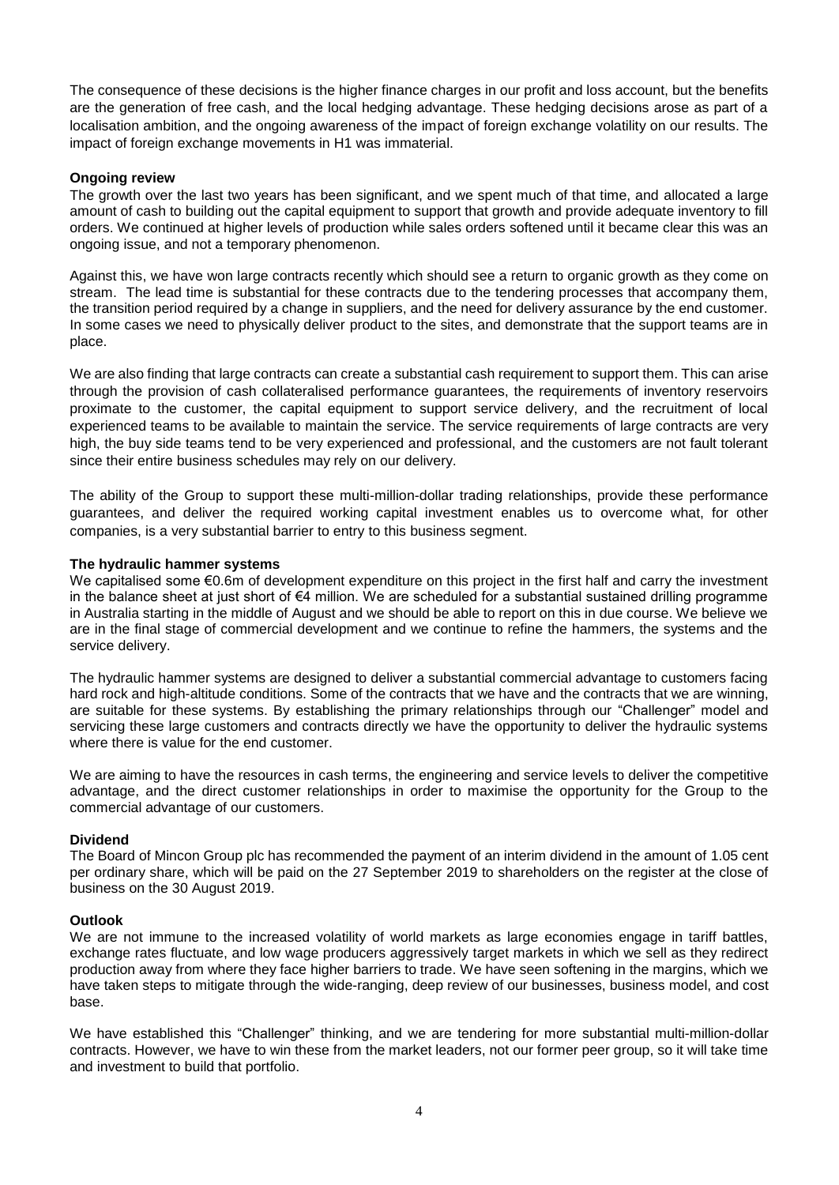The consequence of these decisions is the higher finance charges in our profit and loss account, but the benefits are the generation of free cash, and the local hedging advantage. These hedging decisions arose as part of a localisation ambition, and the ongoing awareness of the impact of foreign exchange volatility on our results. The impact of foreign exchange movements in H1 was immaterial.

**Ongoing review**

The growth over the last two years has been significant, and we spent much of that time, and allocated a large amount of cash to building out the capital equipment to support that growth and provide adequate inventory to fill orders. We continued at higher levels of production while sales orders softened until it became clear this was an ongoing issue, and not a temporary phenomenon.

Against this, we have won large contracts recently which should see a return to organic growth as they come on stream. The lead time is substantial for these contracts due to the tendering processes that accompany them, the transition period required by a change in suppliers, and the need for delivery assurance by the end customer. In some cases we need to physically deliver product to the sites, and demonstrate that the support teams are in place.

We are also finding that large contracts can create a substantial cash requirement to support them. This can arise through the provision of cash collateralised performance guarantees, the requirements of inventory reservoirs proximate to the customer, the capital equipment to support service delivery, and the recruitment of local experienced teams to be available to maintain the service. The service requirements of large contracts are very high, the buy side teams tend to be very experienced and professional, and the customers are not fault tolerant since their entire business schedules may rely on our delivery.

The ability of the Group to support these multi-million-dollar trading relationships, provide these performance guarantees, and deliver the required working capital investment enables us to overcome what, for other companies, is a very substantial barrier to entry to this business segment.

**The hydraulic hammer systems**

We capitalised some €0.6m of development expenditure on this project in the first half and carry the investment in the balance sheet at just short of €4 million. We are scheduled for a substantial sustained drilling programme in Australia starting in the middle of August and we should be able to report on this in due course. We believe we are in the final stage of commercial development and we continue to refine the hammers, the systems and the service delivery.

The hydraulic hammer systems are designed to deliver a substantial commercial advantage to customers facing hard rock and high-altitude conditions. Some of the contracts that we have and the contracts that we are winning, are suitable for these systems. By establishing the primary relationships through our "Challenger" model and servicing these large customers and contracts directly we have the opportunity to deliver the hydraulic systems where there is value for the end customer.

We are aiming to have the resources in cash terms, the engineering and service levels to deliver the competitive advantage, and the direct customer relationships in order to maximise the opportunity for the Group to the commercial advantage of our customers.

**Dividend**

The Board of Mincon Group plc has recommended the payment of an interim dividend in the amount of 1.05 cent per ordinary share, which will be paid on the 27 September 2019 to shareholders on the register at the close of business on the 30 August 2019.

**Outlook**

We are not immune to the increased volatility of world markets as large economies engage in tariff battles, exchange rates fluctuate, and low wage producers aggressively target markets in which we sell as they redirect production away from where they face higher barriers to trade. We have seen softening in the margins, which we have taken steps to mitigate through the wide-ranging, deep review of our businesses, business model, and cost base.

We have established this "Challenger" thinking, and we are tendering for more substantial multi-million-dollar contracts. However, we have to win these from the market leaders, not our former peer group, so it will take time and investment to build that portfolio.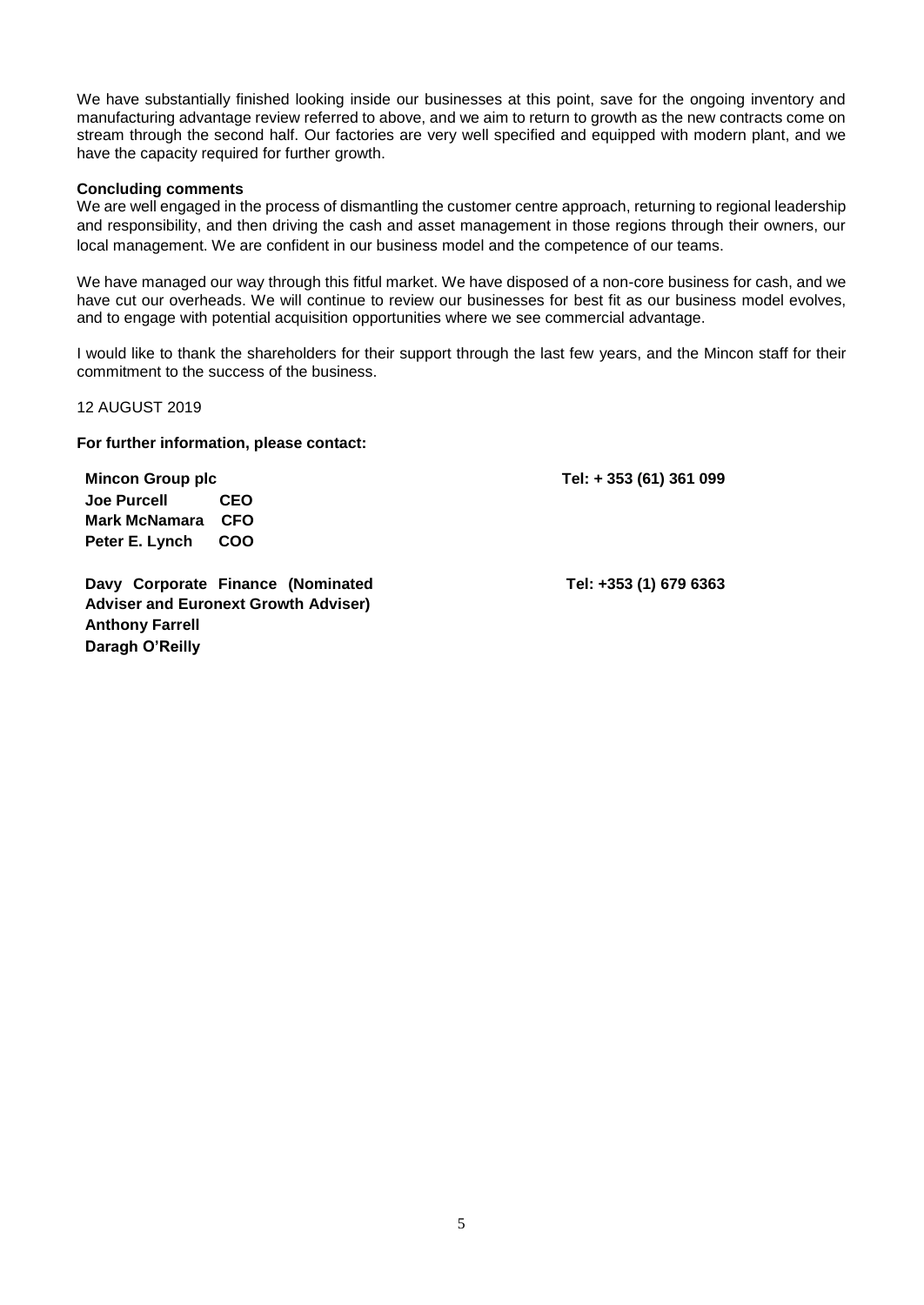We have substantially finished looking inside our businesses at this point, save for the ongoing inventory and manufacturing advantage review referred to above, and we aim to return to growth as the new contracts come on stream through the second half. Our factories are very well specified and equipped with modern plant, and we have the capacity required for further growth.

**Concluding comments**

We are well engaged in the process of dismantling the customer centre approach, returning to regional leadership and responsibility, and then driving the cash and asset management in those regions through their owners, our local management. We are confident in our business model and the competence of our teams.

We have managed our way through this fitful market. We have disposed of a non-core business for cash, and we have cut our overheads. We will continue to review our businesses for best fit as our business model evolves, and to engage with potential acquisition opportunities where we see commercial advantage.

I would like to thank the shareholders for their support through the last few years, and the Mincon staff for their commitment to the success of the business.

12 AUGUST 2019

**For further information, please contact:**

| | |
|---|---|
| **Mincon Group plc** | **Tel: + 353 (61) 361 099** |
| **Joe Purcell CEO** | |
| **Mark McNamara CFO** | |
| **Peter E. Lynch COO** | |
| | |
| **Davy Corporate Finance (Nominated Adviser and Euronext Growth Adviser)** | **Tel: +353 (1) 679 6363** |
| **Anthony Farrell** | |
| **Daragh O'Reilly** | |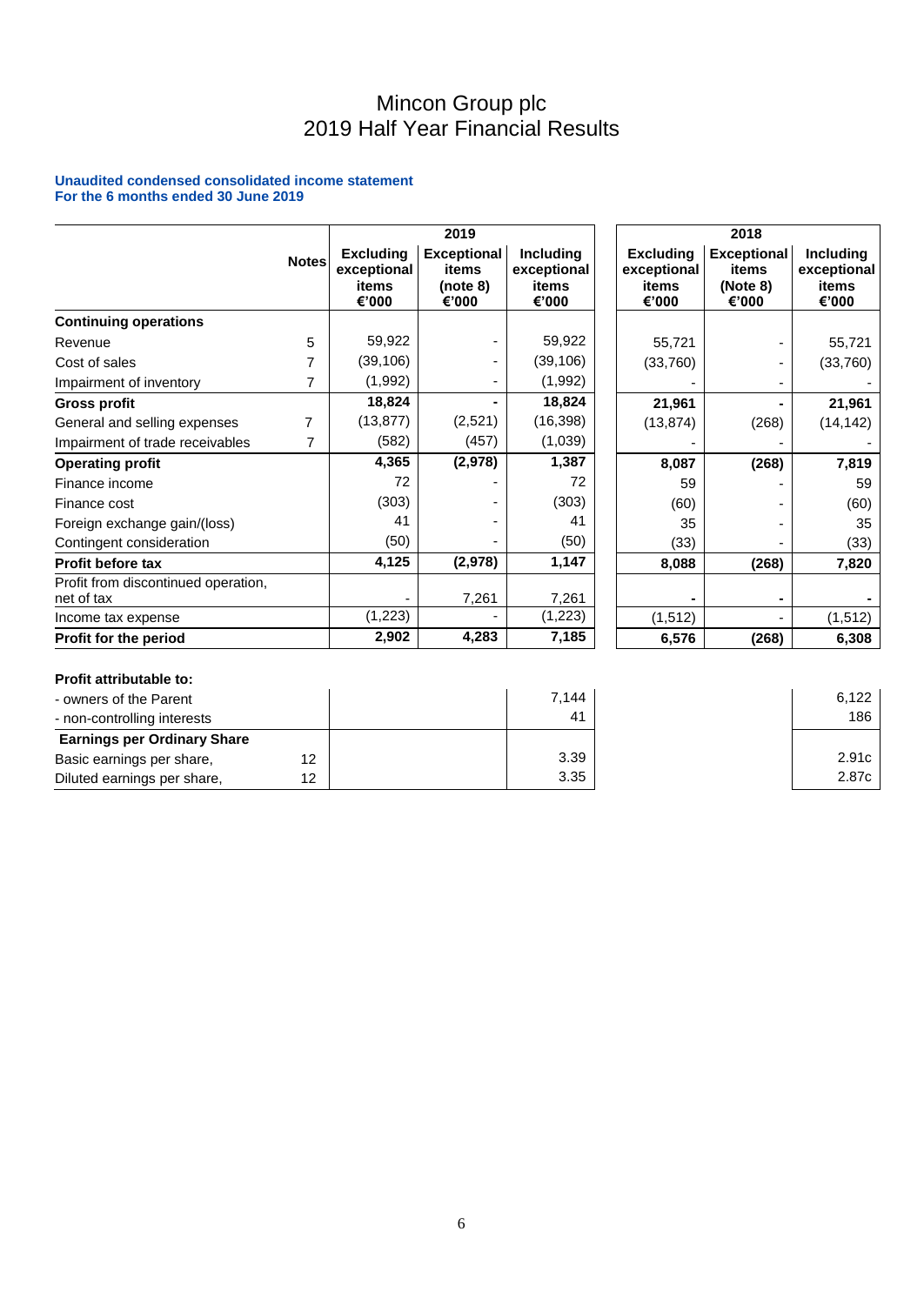# Mincon Group plc
# 2019 Half Year Financial Results

**Unaudited condensed consolidated income statement**
**For the 6 months ended 30 June 2019**

| | Notes | 2019 Excluding exceptional items €'000 | 2019 Exceptional items (note 8) €'000 | 2019 Including exceptional items €'000 | 2018 Excluding exceptional items €'000 | 2018 Exceptional items (Note 8) €'000 | 2018 Including exceptional items €'000 |
|---|---|---|---|---|---|---|---|
| **Continuing operations** | | | | | | | |
| Revenue | 5 | 59,922 | - | 59,922 | 55,721 | - | 55,721 |
| Cost of sales | 7 | (39,106) | - | (39,106) | (33,760) | - | (33,760) |
| Impairment of inventory | 7 | (1,992) | - | (1,992) | - | - | - |
| **Gross profit** | | **18,824** | **-** | **18,824** | **21,961** | **-** | **21,961** |
| General and selling expenses | 7 | (13,877) | (2,521) | (16,398) | (13,874) | (268) | (14,142) |
| Impairment of trade receivables | 7 | (582) | (457) | (1,039) | - | - | - |
| **Operating profit** | | **4,365** | **(2,978)** | **1,387** | **8,087** | **(268)** | **7,819** |
| Finance income | | 72 | - | 72 | 59 | - | 59 |
| Finance cost | | (303) | - | (303) | (60) | - | (60) |
| Foreign exchange gain/(loss) | | 41 | - | 41 | 35 | - | 35 |
| Contingent consideration | | (50) | - | (50) | (33) | - | (33) |
| **Profit before tax** | | **4,125** | **(2,978)** | **1,147** | **8,088** | **(268)** | **7,820** |
| Profit from discontinued operation, net of tax | | - | 7,261 | 7,261 | - | - | - |
| Income tax expense | | (1,223) | - | (1,223) | (1,512) | - | (1,512) |
| **Profit for the period** | | **2,902** | **4,283** | **7,185** | **6,576** | **(268)** | **6,308** |

| **Profit attributable to:** | Notes | 2019 | 2018 |
|---|---|---|---|
| - owners of the Parent | | 7,144 | 6,122 |
| - non-controlling interests | | 41 | 186 |
| **Earnings per Ordinary Share** | | | |
| Basic earnings per share, | 12 | 3.39 | 2.91c |
| Diluted earnings per share, | 12 | 3.35 | 2.87c |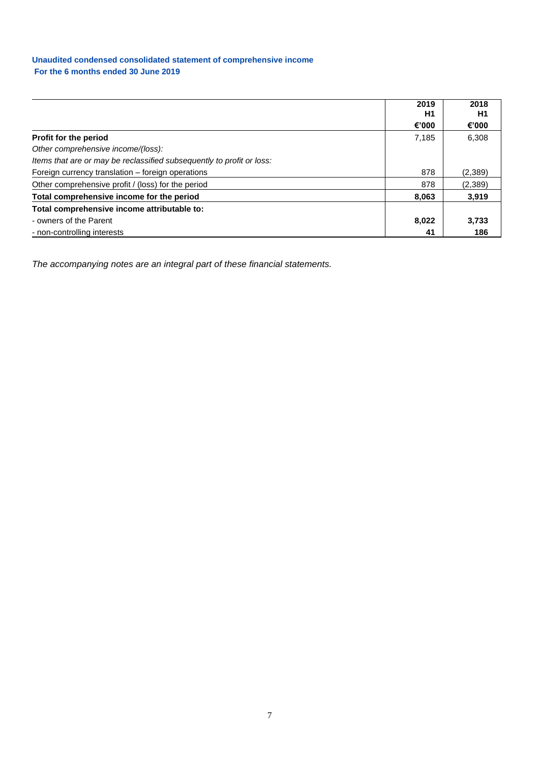**Unaudited condensed consolidated statement of comprehensive income**
**For the 6 months ended 30 June 2019**

| | 2019 H1 €'000 | 2018 H1 €'000 |
|---|---|---|
| **Profit for the period** | 7,185 | 6,308 |
| *Other comprehensive income/(loss):* | | |
| *Items that are or may be reclassified subsequently to profit or loss:* | | |
| Foreign currency translation – foreign operations | 878 | (2,389) |
| Other comprehensive profit / (loss) for the period | 878 | (2,389) |
| **Total comprehensive income for the period** | **8,063** | **3,919** |
| **Total comprehensive income attributable to:** | | |
| - owners of the Parent | **8,022** | **3,733** |
| - non-controlling interests | **41** | **186** |

*The accompanying notes are an integral part of these financial statements.*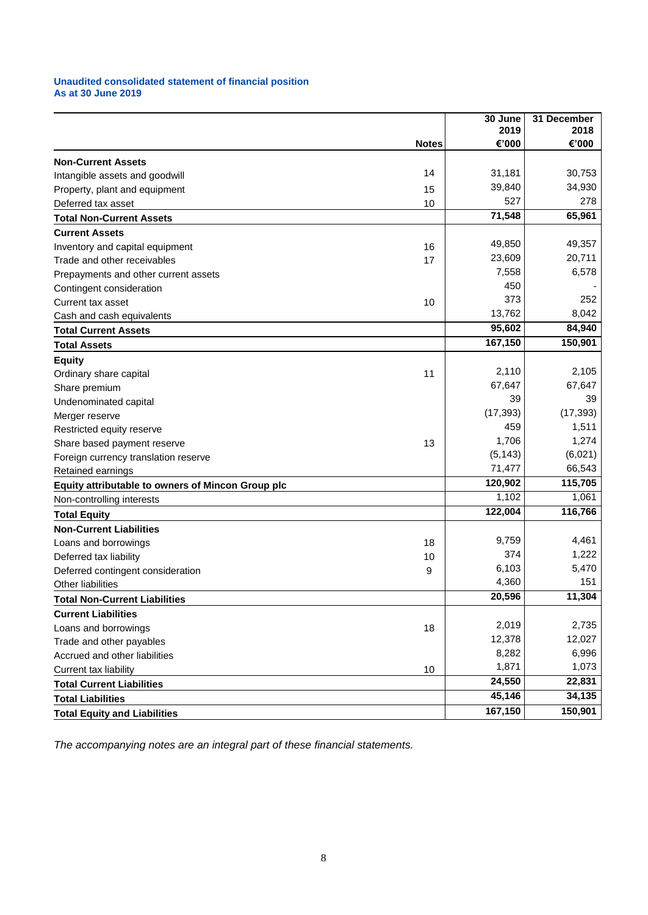**Unaudited consolidated statement of financial position**
**As at 30 June 2019**

| | Notes | 30 June 2019 €'000 | 31 December 2018 €'000 |
|---|---|---|---|
| **Non-Current Assets** | | | |
| Intangible assets and goodwill | 14 | 31,181 | 30,753 |
| Property, plant and equipment | 15 | 39,840 | 34,930 |
| Deferred tax asset | 10 | 527 | 278 |
| **Total Non-Current Assets** | | **71,548** | **65,961** |
| **Current Assets** | | | |
| Inventory and capital equipment | 16 | 49,850 | 49,357 |
| Trade and other receivables | 17 | 23,609 | 20,711 |
| Prepayments and other current assets | | 7,558 | 6,578 |
| Contingent consideration | | 450 | - |
| Current tax asset | 10 | 373 | 252 |
| Cash and cash equivalents | | 13,762 | 8,042 |
| **Total Current Assets** | | **95,602** | **84,940** |
| **Total Assets** | | **167,150** | **150,901** |
| **Equity** | | | |
| Ordinary share capital | 11 | 2,110 | 2,105 |
| Share premium | | 67,647 | 67,647 |
| Undenominated capital | | 39 | 39 |
| Merger reserve | | (17,393) | (17,393) |
| Restricted equity reserve | | 459 | 1,511 |
| Share based payment reserve | 13 | 1,706 | 1,274 |
| Foreign currency translation reserve | | (5,143) | (6,021) |
| Retained earnings | | 71,477 | 66,543 |
| **Equity attributable to owners of Mincon Group plc** | | **120,902** | **115,705** |
| Non-controlling interests | | 1,102 | 1,061 |
| **Total Equity** | | **122,004** | **116,766** |
| **Non-Current Liabilities** | | | |
| Loans and borrowings | 18 | 9,759 | 4,461 |
| Deferred tax liability | 10 | 374 | 1,222 |
| Deferred contingent consideration | 9 | 6,103 | 5,470 |
| Other liabilities | | 4,360 | 151 |
| **Total Non-Current Liabilities** | | **20,596** | **11,304** |
| **Current Liabilities** | | | |
| Loans and borrowings | 18 | 2,019 | 2,735 |
| Trade and other payables | | 12,378 | 12,027 |
| Accrued and other liabilities | | 8,282 | 6,996 |
| Current tax liability | 10 | 1,871 | 1,073 |
| **Total Current Liabilities** | | **24,550** | **22,831** |
| **Total Liabilities** | | **45,146** | **34,135** |
| **Total Equity and Liabilities** | | **167,150** | **150,901** |

*The accompanying notes are an integral part of these financial statements.*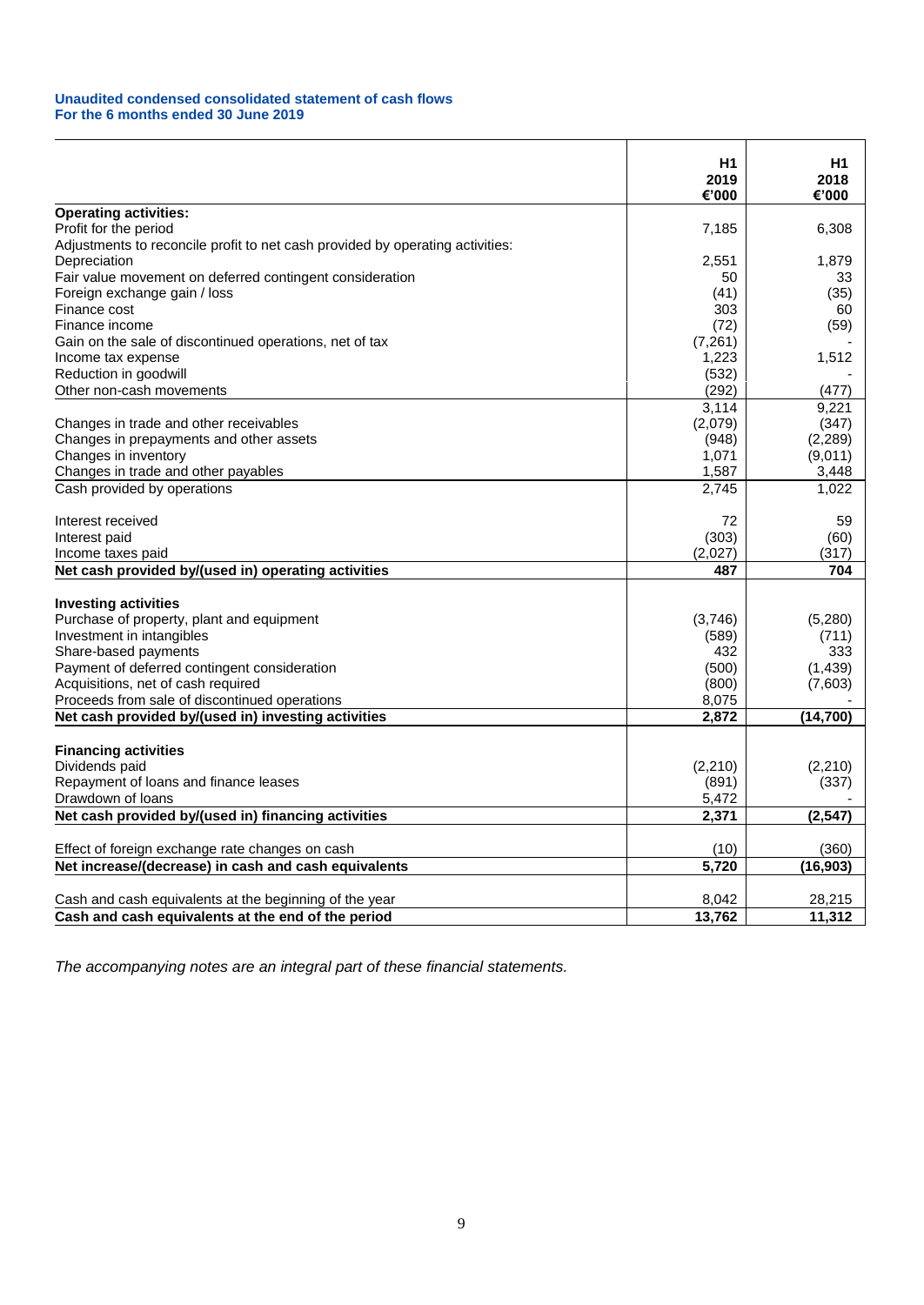**Unaudited condensed consolidated statement of cash flows**
**For the 6 months ended 30 June 2019**

| | H1 2019 €'000 | H1 2018 €'000 |
|---|---|---|
| **Operating activities:** | | |
| Profit for the period | 7,185 | 6,308 |
| Adjustments to reconcile profit to net cash provided by operating activities: | | |
| Depreciation | 2,551 | 1,879 |
| Fair value movement on deferred contingent consideration | 50 | 33 |
| Foreign exchange gain / loss | (41) | (35) |
| Finance cost | 303 | 60 |
| Finance income | (72) | (59) |
| Gain on the sale of discontinued operations, net of tax | (7,261) | - |
| Income tax expense | 1,223 | 1,512 |
| Reduction in goodwill | (532) | - |
| Other non-cash movements | (292) | (477) |
| | 3,114 | 9,221 |
| Changes in trade and other receivables | (2,079) | (347) |
| Changes in prepayments and other assets | (948) | (2,289) |
| Changes in inventory | 1,071 | (9,011) |
| Changes in trade and other payables | 1,587 | 3,448 |
| Cash provided by operations | 2,745 | 1,022 |
| | | |
| Interest received | 72 | 59 |
| Interest paid | (303) | (60) |
| Income taxes paid | (2,027) | (317) |
| **Net cash provided by/(used in) operating activities** | **487** | **704** |
| | | |
| **Investing activities** | | |
| Purchase of property, plant and equipment | (3,746) | (5,280) |
| Investment in intangibles | (589) | (711) |
| Share-based payments | 432 | 333 |
| Payment of deferred contingent consideration | (500) | (1,439) |
| Acquisitions, net of cash required | (800) | (7,603) |
| Proceeds from sale of discontinued operations | 8,075 | - |
| **Net cash provided by/(used in) investing activities** | **2,872** | **(14,700)** |
| | | |
| **Financing activities** | | |
| Dividends paid | (2,210) | (2,210) |
| Repayment of loans and finance leases | (891) | (337) |
| Drawdown of loans | 5,472 | - |
| **Net cash provided by/(used in) financing activities** | **2,371** | **(2,547)** |
| | | |
| Effect of foreign exchange rate changes on cash | (10) | (360) |
| **Net increase/(decrease) in cash and cash equivalents** | **5,720** | **(16,903)** |
| | | |
| Cash and cash equivalents at the beginning of the year | 8,042 | 28,215 |
| **Cash and cash equivalents at the end of the period** | **13,762** | **11,312** |

*The accompanying notes are an integral part of these financial statements.*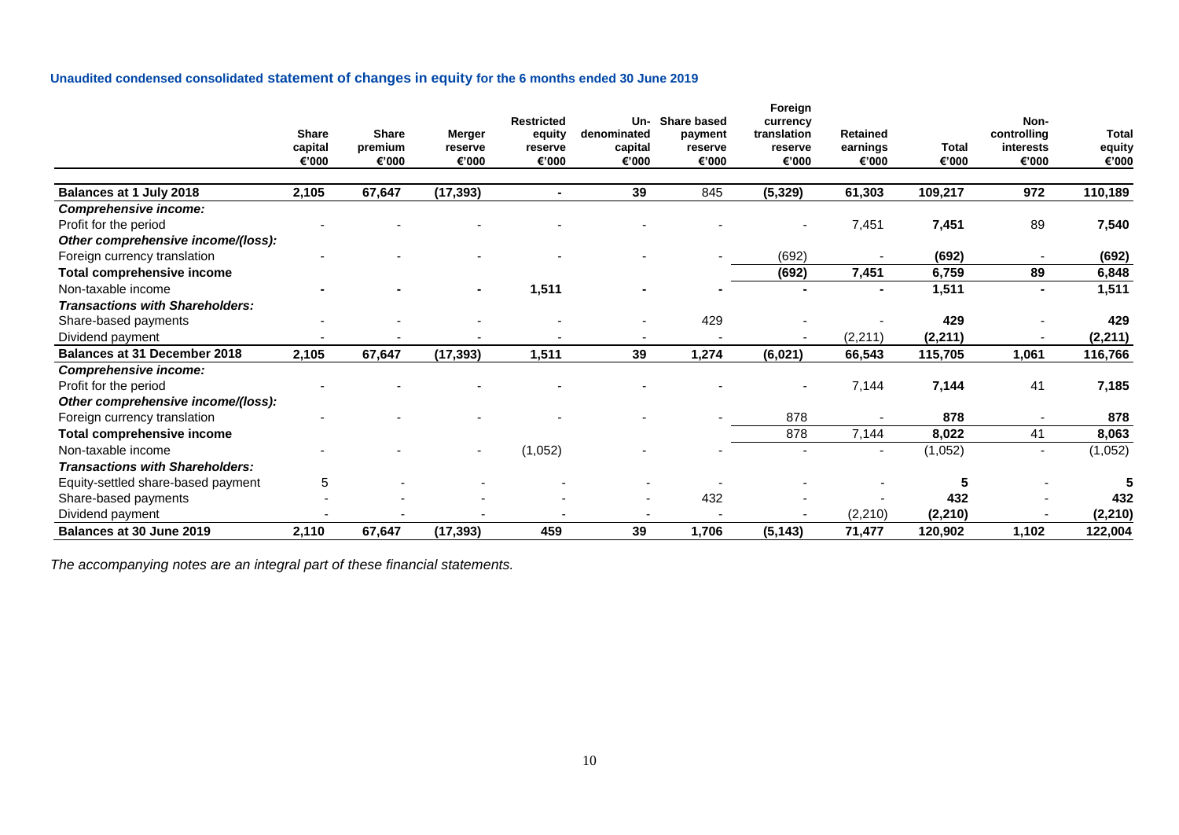**Unaudited condensed consolidated statement of changes in equity for the 6 months ended 30 June 2019**

| | Share capital €'000 | Share premium €'000 | Merger reserve €'000 | Restricted equity reserve €'000 | Un-denominated capital €'000 | Share based payment reserve €'000 | Foreign currency translation reserve €'000 | Retained earnings €'000 | Total €'000 | Non-controlling interests €'000 | Total equity €'000 |
|---|---|---|---|---|---|---|---|---|---|---|---|
| **Balances at 1 July 2018** | **2,105** | **67,647** | **(17,393)** | **-** | **39** | 845 | **(5,329)** | **61,303** | **109,217** | **972** | **110,189** |
| ***Comprehensive income:*** | | | | | | | | | | | |
| Profit for the period | - | - | - | - | - | - | - | 7,451 | **7,451** | 89 | **7,540** |
| ***Other comprehensive income/(loss):*** | | | | | | | | | | | |
| Foreign currency translation | - | - | - | - | - | - | (692) | - | **(692)** | - | **(692)** |
| **Total comprehensive income** | | | | | | | **(692)** | **7,451** | **6,759** | **89** | **6,848** |
| Non-taxable income | **-** | **-** | **-** | **1,511** | **-** | **-** | **-** | **-** | **1,511** | **-** | **1,511** |
| ***Transactions with Shareholders:*** | | | | | | | | | | | |
| Share-based payments | - | - | - | - | - | 429 | - | - | **429** | - | **429** |
| Dividend payment | - | - | - | - | - | - | - | (2,211) | **(2,211)** | - | **(2,211)** |
| **Balances at 31 December 2018** | **2,105** | **67,647** | **(17,393)** | **1,511** | **39** | **1,274** | **(6,021)** | **66,543** | **115,705** | **1,061** | **116,766** |
| ***Comprehensive income:*** | | | | | | | | | | | |
| Profit for the period | - | - | - | - | - | - | - | 7,144 | **7,144** | 41 | **7,185** |
| ***Other comprehensive income/(loss):*** | | | | | | | | | | | |
| Foreign currency translation | - | - | - | - | - | - | 878 | - | **878** | - | **878** |
| **Total comprehensive income** | | | | | | | 878 | 7,144 | **8,022** | 41 | **8,063** |
| Non-taxable income | - | - | - | (1,052) | - | - | - | - | (1,052) | - | (1,052) |
| ***Transactions with Shareholders:*** | | | | | | | | | | | |
| Equity-settled share-based payment | 5 | - | - | - | - | - | - | - | **5** | - | **5** |
| Share-based payments | - | - | - | - | - | 432 | - | - | **432** | - | **432** |
| Dividend payment | - | - | - | - | - | - | - | (2,210) | **(2,210)** | - | **(2,210)** |
| **Balances at 30 June 2019** | **2,110** | **67,647** | **(17,393)** | **459** | **39** | **1,706** | **(5,143)** | **71,477** | **120,902** | **1,102** | **122,004** |

*The accompanying notes are an integral part of these financial statements.*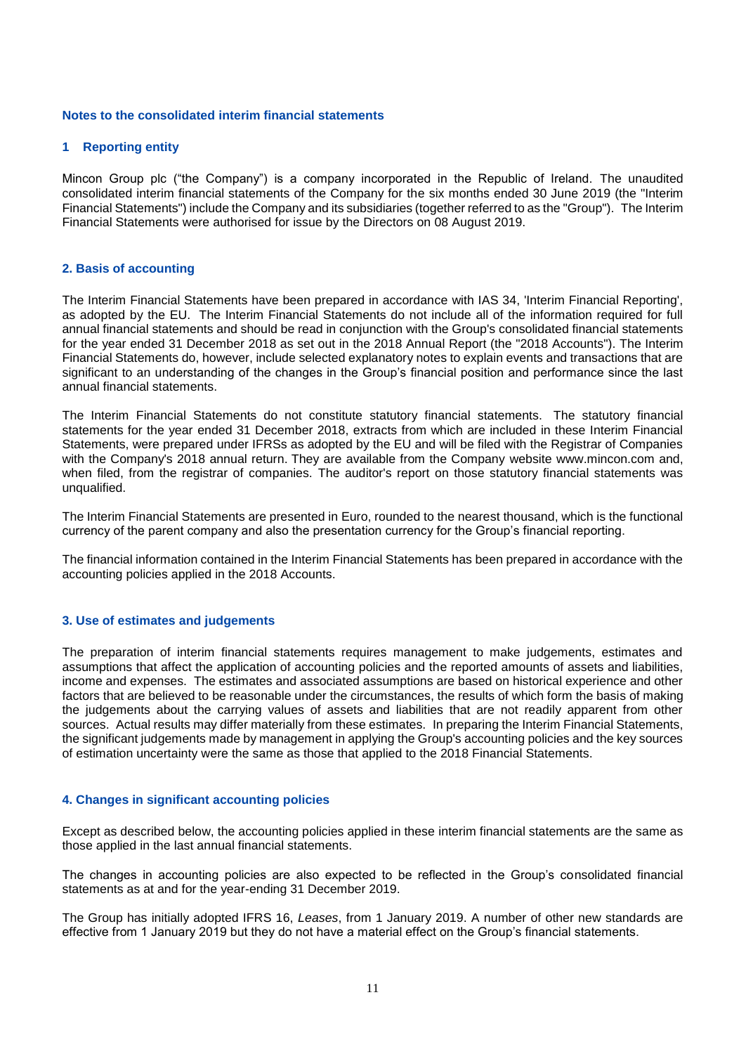## Notes to the consolidated interim financial statements

### 1 Reporting entity

Mincon Group plc ("the Company") is a company incorporated in the Republic of Ireland. The unaudited consolidated interim financial statements of the Company for the six months ended 30 June 2019 (the "Interim Financial Statements") include the Company and its subsidiaries (together referred to as the "Group"). The Interim Financial Statements were authorised for issue by the Directors on 08 August 2019.

### 2. Basis of accounting

The Interim Financial Statements have been prepared in accordance with IAS 34, 'Interim Financial Reporting', as adopted by the EU. The Interim Financial Statements do not include all of the information required for full annual financial statements and should be read in conjunction with the Group's consolidated financial statements for the year ended 31 December 2018 as set out in the 2018 Annual Report (the "2018 Accounts"). The Interim Financial Statements do, however, include selected explanatory notes to explain events and transactions that are significant to an understanding of the changes in the Group's financial position and performance since the last annual financial statements.

The Interim Financial Statements do not constitute statutory financial statements. The statutory financial statements for the year ended 31 December 2018, extracts from which are included in these Interim Financial Statements, were prepared under IFRSs as adopted by the EU and will be filed with the Registrar of Companies with the Company's 2018 annual return. They are available from the Company website www.mincon.com and, when filed, from the registrar of companies. The auditor's report on those statutory financial statements was unqualified.

The Interim Financial Statements are presented in Euro, rounded to the nearest thousand, which is the functional currency of the parent company and also the presentation currency for the Group's financial reporting.

The financial information contained in the Interim Financial Statements has been prepared in accordance with the accounting policies applied in the 2018 Accounts.

### 3. Use of estimates and judgements

The preparation of interim financial statements requires management to make judgements, estimates and assumptions that affect the application of accounting policies and the reported amounts of assets and liabilities, income and expenses. The estimates and associated assumptions are based on historical experience and other factors that are believed to be reasonable under the circumstances, the results of which form the basis of making the judgements about the carrying values of assets and liabilities that are not readily apparent from other sources. Actual results may differ materially from these estimates. In preparing the Interim Financial Statements, the significant judgements made by management in applying the Group's accounting policies and the key sources of estimation uncertainty were the same as those that applied to the 2018 Financial Statements.

### 4. Changes in significant accounting policies

Except as described below, the accounting policies applied in these interim financial statements are the same as those applied in the last annual financial statements.

The changes in accounting policies are also expected to be reflected in the Group's consolidated financial statements as at and for the year-ending 31 December 2019.

The Group has initially adopted IFRS 16, *Leases*, from 1 January 2019. A number of other new standards are effective from 1 January 2019 but they do not have a material effect on the Group's financial statements.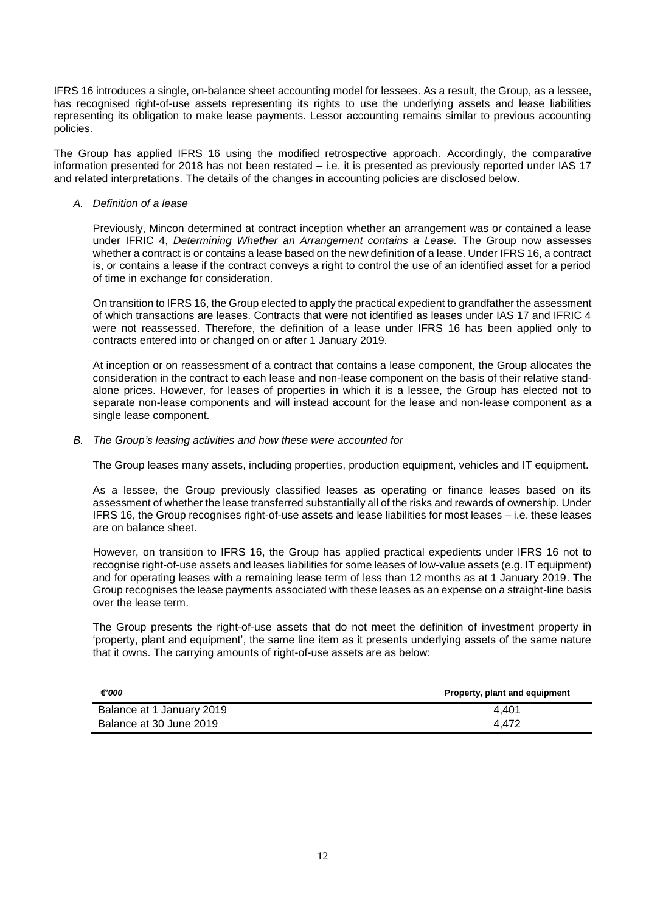IFRS 16 introduces a single, on-balance sheet accounting model for lessees. As a result, the Group, as a lessee, has recognised right-of-use assets representing its rights to use the underlying assets and lease liabilities representing its obligation to make lease payments. Lessor accounting remains similar to previous accounting policies.

The Group has applied IFRS 16 using the modified retrospective approach. Accordingly, the comparative information presented for 2018 has not been restated – i.e. it is presented as previously reported under IAS 17 and related interpretations. The details of the changes in accounting policies are disclosed below.

*A. Definition of a lease*

Previously, Mincon determined at contract inception whether an arrangement was or contained a lease under IFRIC 4, *Determining Whether an Arrangement contains a Lease.* The Group now assesses whether a contract is or contains a lease based on the new definition of a lease. Under IFRS 16, a contract is, or contains a lease if the contract conveys a right to control the use of an identified asset for a period of time in exchange for consideration.

On transition to IFRS 16, the Group elected to apply the practical expedient to grandfather the assessment of which transactions are leases. Contracts that were not identified as leases under IAS 17 and IFRIC 4 were not reassessed. Therefore, the definition of a lease under IFRS 16 has been applied only to contracts entered into or changed on or after 1 January 2019.

At inception or on reassessment of a contract that contains a lease component, the Group allocates the consideration in the contract to each lease and non-lease component on the basis of their relative stand-alone prices. However, for leases of properties in which it is a lessee, the Group has elected not to separate non-lease components and will instead account for the lease and non-lease component as a single lease component.

*B. The Group's leasing activities and how these were accounted for*

The Group leases many assets, including properties, production equipment, vehicles and IT equipment.

As a lessee, the Group previously classified leases as operating or finance leases based on its assessment of whether the lease transferred substantially all of the risks and rewards of ownership. Under IFRS 16, the Group recognises right-of-use assets and lease liabilities for most leases – i.e. these leases are on balance sheet.

However, on transition to IFRS 16, the Group has applied practical expedients under IFRS 16 not to recognise right-of-use assets and leases liabilities for some leases of low-value assets (e.g. IT equipment) and for operating leases with a remaining lease term of less than 12 months as at 1 January 2019. The Group recognises the lease payments associated with these leases as an expense on a straight-line basis over the lease term.

The Group presents the right-of-use assets that do not meet the definition of investment property in 'property, plant and equipment', the same line item as it presents underlying assets of the same nature that it owns. The carrying amounts of right-of-use assets are as below:

| *€'000* | **Property, plant and equipment** |
|---|---|
| Balance at 1 January 2019 | 4,401 |
| Balance at 30 June 2019 | 4,472 |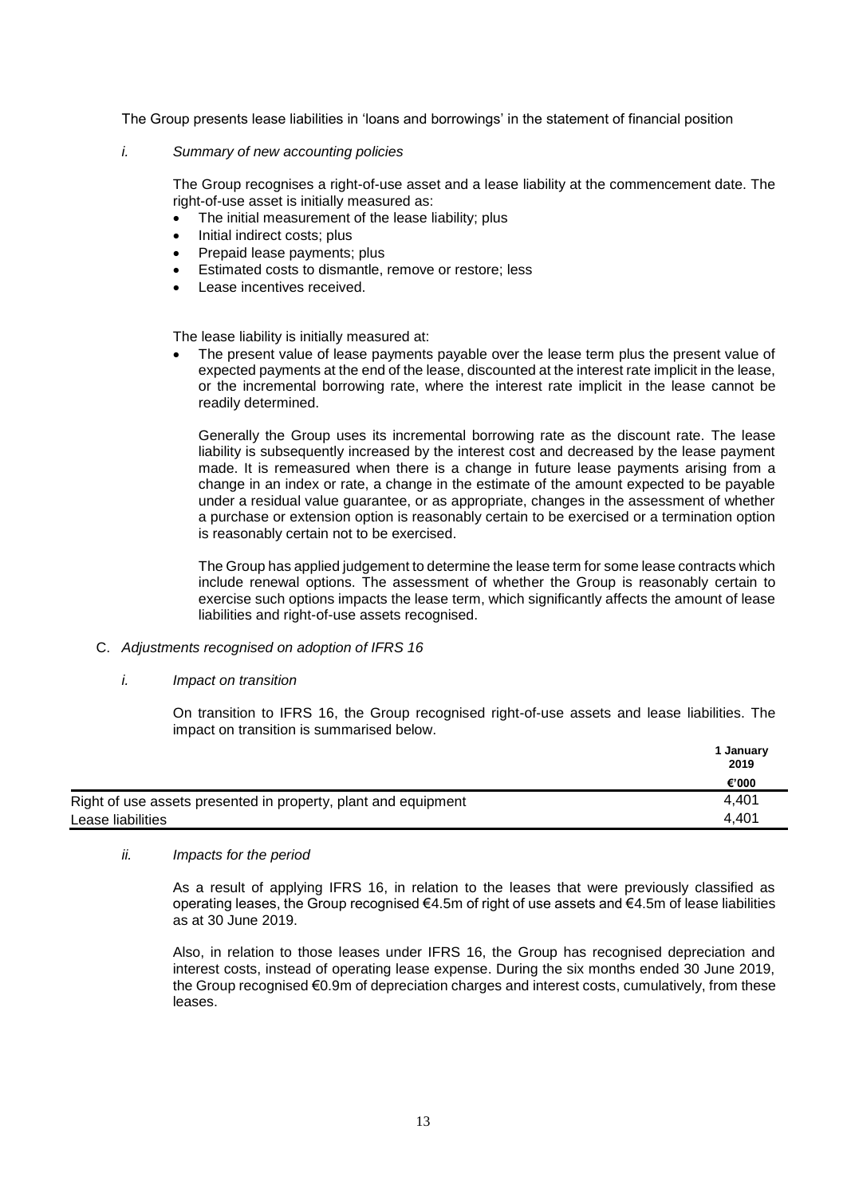The Group presents lease liabilities in 'loans and borrowings' in the statement of financial position

*i. Summary of new accounting policies*

The Group recognises a right-of-use asset and a lease liability at the commencement date. The right-of-use asset is initially measured as:

- The initial measurement of the lease liability; plus
- Initial indirect costs; plus
- Prepaid lease payments; plus
- Estimated costs to dismantle, remove or restore; less
- Lease incentives received.

The lease liability is initially measured at:

- The present value of lease payments payable over the lease term plus the present value of expected payments at the end of the lease, discounted at the interest rate implicit in the lease, or the incremental borrowing rate, where the interest rate implicit in the lease cannot be readily determined.

Generally the Group uses its incremental borrowing rate as the discount rate. The lease liability is subsequently increased by the interest cost and decreased by the lease payment made. It is remeasured when there is a change in future lease payments arising from a change in an index or rate, a change in the estimate of the amount expected to be payable under a residual value guarantee, or as appropriate, changes in the assessment of whether a purchase or extension option is reasonably certain to be exercised or a termination option is reasonably certain not to be exercised.

The Group has applied judgement to determine the lease term for some lease contracts which include renewal options. The assessment of whether the Group is reasonably certain to exercise such options impacts the lease term, which significantly affects the amount of lease liabilities and right-of-use assets recognised.

C. *Adjustments recognised on adoption of IFRS 16*

*i. Impact on transition*

On transition to IFRS 16, the Group recognised right-of-use assets and lease liabilities. The impact on transition is summarised below.

| | **1 January 2019** |
|---|---|
| | **€'000** |
| Right of use assets presented in property, plant and equipment | 4,401 |
| Lease liabilities | 4,401 |

*ii. Impacts for the period*

As a result of applying IFRS 16, in relation to the leases that were previously classified as operating leases, the Group recognised €4.5m of right of use assets and €4.5m of lease liabilities as at 30 June 2019.

Also, in relation to those leases under IFRS 16, the Group has recognised depreciation and interest costs, instead of operating lease expense. During the six months ended 30 June 2019, the Group recognised €0.9m of depreciation charges and interest costs, cumulatively, from these leases.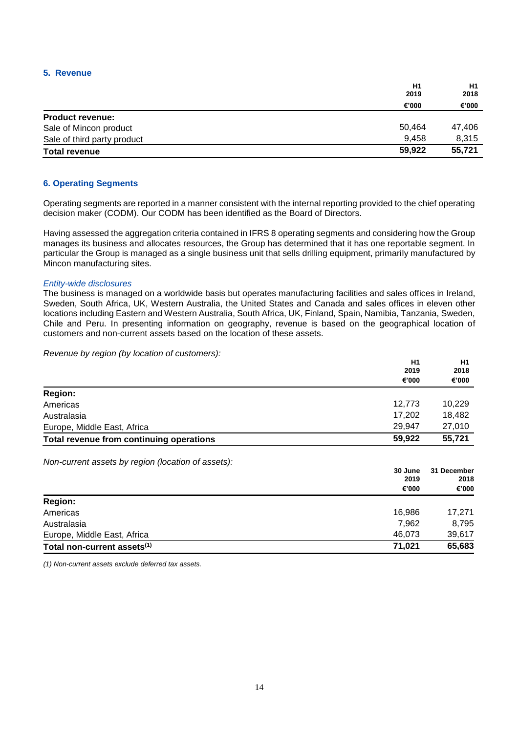## 5. Revenue

| | H1 2019 €'000 | H1 2018 €'000 |
|---|---|---|
| **Product revenue:** | | |
| Sale of Mincon product | 50,464 | 47,406 |
| Sale of third party product | 9,458 | 8,315 |
| **Total revenue** | **59,922** | **55,721** |

## 6. Operating Segments

Operating segments are reported in a manner consistent with the internal reporting provided to the chief operating decision maker (CODM). Our CODM has been identified as the Board of Directors.

Having assessed the aggregation criteria contained in IFRS 8 operating segments and considering how the Group manages its business and allocates resources, the Group has determined that it has one reportable segment. In particular the Group is managed as a single business unit that sells drilling equipment, primarily manufactured by Mincon manufacturing sites.

*Entity-wide disclosures*

The business is managed on a worldwide basis but operates manufacturing facilities and sales offices in Ireland, Sweden, South Africa, UK, Western Australia, the United States and Canada and sales offices in eleven other locations including Eastern and Western Australia, South Africa, UK, Finland, Spain, Namibia, Tanzania, Sweden, Chile and Peru. In presenting information on geography, revenue is based on the geographical location of customers and non-current assets based on the location of these assets.

*Revenue by region (by location of customers):*

| | H1 2019 €'000 | H1 2018 €'000 |
|---|---|---|
| **Region:** | | |
| Americas | 12,773 | 10,229 |
| Australasia | 17,202 | 18,482 |
| Europe, Middle East, Africa | 29,947 | 27,010 |
| **Total revenue from continuing operations** | **59,922** | **55,721** |

*Non-current assets by region (location of assets):*

| | 30 June 2019 €'000 | 31 December 2018 €'000 |
|---|---|---|
| **Region:** | | |
| Americas | 16,986 | 17,271 |
| Australasia | 7,962 | 8,795 |
| Europe, Middle East, Africa | 46,073 | 39,617 |
| **Total non-current assets[(1)]** | **71,021** | **65,683** |

*(1) Non-current assets exclude deferred tax assets.*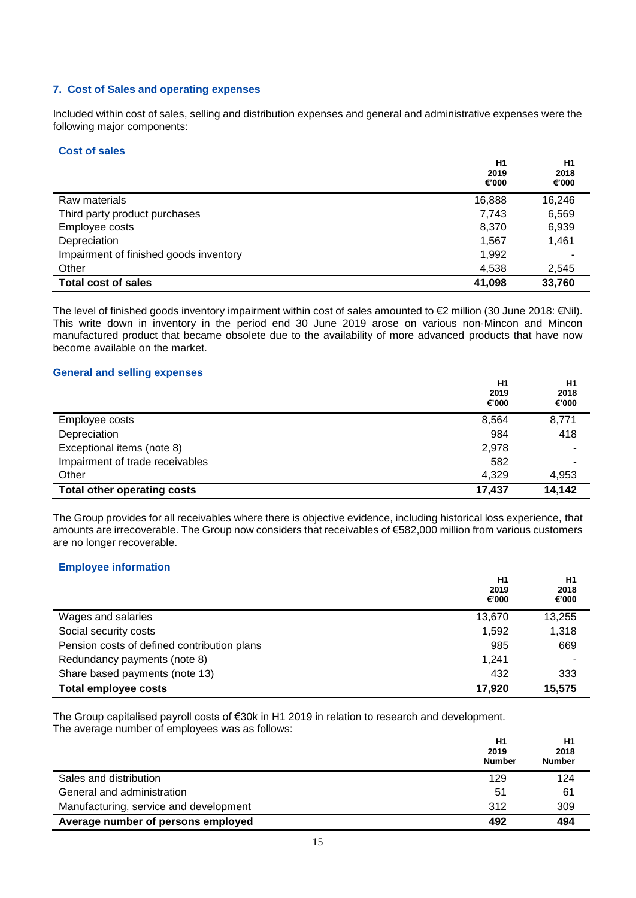## 7. Cost of Sales and operating expenses

Included within cost of sales, selling and distribution expenses and general and administrative expenses were the following major components:

### Cost of sales

| | H1 2019 €'000 | H1 2018 €'000 |
|---|---|---|
| Raw materials | 16,888 | 16,246 |
| Third party product purchases | 7,743 | 6,569 |
| Employee costs | 8,370 | 6,939 |
| Depreciation | 1,567 | 1,461 |
| Impairment of finished goods inventory | 1,992 | - |
| Other | 4,538 | 2,545 |
| **Total cost of sales** | **41,098** | **33,760** |

The level of finished goods inventory impairment within cost of sales amounted to €2 million (30 June 2018: €Nil). This write down in inventory in the period end 30 June 2019 arose on various non-Mincon and Mincon manufactured product that became obsolete due to the availability of more advanced products that have now become available on the market.

### General and selling expenses

| | H1 2019 €'000 | H1 2018 €'000 |
|---|---|---|
| Employee costs | 8,564 | 8,771 |
| Depreciation | 984 | 418 |
| Exceptional items (note 8) | 2,978 | - |
| Impairment of trade receivables | 582 | - |
| Other | 4,329 | 4,953 |
| **Total other operating costs** | **17,437** | **14,142** |

The Group provides for all receivables where there is objective evidence, including historical loss experience, that amounts are irrecoverable. The Group now considers that receivables of €582,000 million from various customers are no longer recoverable.

### Employee information

| | H1 2019 €'000 | H1 2018 €'000 |
|---|---|---|
| Wages and salaries | 13,670 | 13,255 |
| Social security costs | 1,592 | 1,318 |
| Pension costs of defined contribution plans | 985 | 669 |
| Redundancy payments (note 8) | 1,241 | - |
| Share based payments (note 13) | 432 | 333 |
| **Total employee costs** | **17,920** | **15,575** |

The Group capitalised payroll costs of €30k in H1 2019 in relation to research and development.
The average number of employees was as follows:

| | H1 2019 Number | H1 2018 Number |
|---|---|---|
| Sales and distribution | 129 | 124 |
| General and administration | 51 | 61 |
| Manufacturing, service and development | 312 | 309 |
| **Average number of persons employed** | **492** | **494** |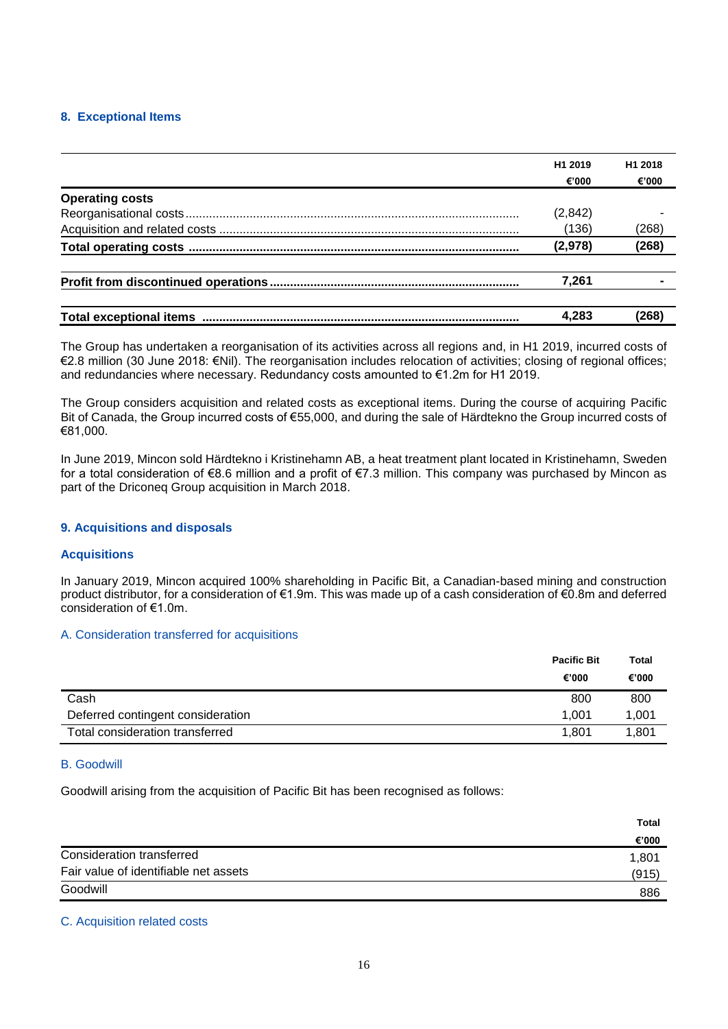## 8. Exceptional Items

| | H1 2019 €'000 | H1 2018 €'000 |
|---|---|---|
| **Operating costs** | | |
| Reorganisational costs | (2,842) | - |
| Acquisition and related costs | (136) | (268) |
| **Total operating costs** | **(2,978)** | **(268)** |
| | | |
| **Profit from discontinued operations** | **7,261** | **-** |
| | | |
| **Total exceptional items** | **4,283** | **(268)** |

The Group has undertaken a reorganisation of its activities across all regions and, in H1 2019, incurred costs of €2.8 million (30 June 2018: €Nil). The reorganisation includes relocation of activities; closing of regional offices; and redundancies where necessary. Redundancy costs amounted to €1.2m for H1 2019.

The Group considers acquisition and related costs as exceptional items. During the course of acquiring Pacific Bit of Canada, the Group incurred costs of €55,000, and during the sale of Härdtekno the Group incurred costs of €81,000.

In June 2019, Mincon sold Härdtekno i Kristinehamn AB, a heat treatment plant located in Kristinehamn, Sweden for a total consideration of €8.6 million and a profit of €7.3 million. This company was purchased by Mincon as part of the Driconeq Group acquisition in March 2018.

## 9. Acquisitions and disposals

### Acquisitions

In January 2019, Mincon acquired 100% shareholding in Pacific Bit, a Canadian-based mining and construction product distributor, for a consideration of €1.9m. This was made up of a cash consideration of €0.8m and deferred consideration of €1.0m.

#### A. Consideration transferred for acquisitions

| | Pacific Bit €'000 | Total €'000 |
|---|---|---|
| Cash | 800 | 800 |
| Deferred contingent consideration | 1,001 | 1,001 |
| Total consideration transferred | 1,801 | 1,801 |

#### B. Goodwill

Goodwill arising from the acquisition of Pacific Bit has been recognised as follows:

| | Total €'000 |
|---|---|
| Consideration transferred | 1,801 |
| Fair value of identifiable net assets | (915) |
| Goodwill | 886 |

#### C. Acquisition related costs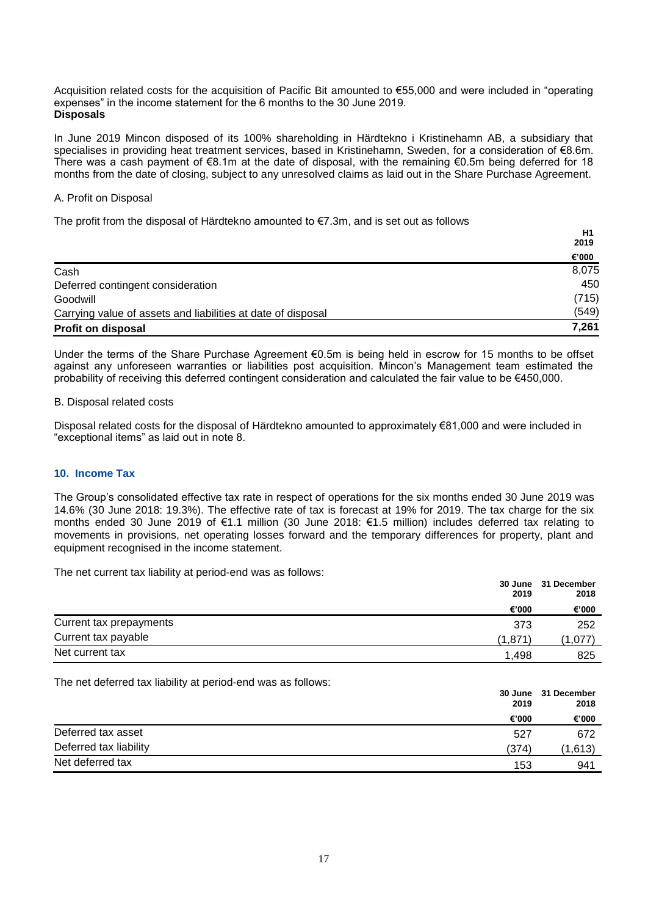Acquisition related costs for the acquisition of Pacific Bit amounted to €55,000 and were included in "operating expenses" in the income statement for the 6 months to the 30 June 2019.

**Disposals**

In June 2019 Mincon disposed of its 100% shareholding in Härdtekno i Kristinehamn AB, a subsidiary that specialises in providing heat treatment services, based in Kristinehamn, Sweden, for a consideration of €8.6m. There was a cash payment of €8.1m at the date of disposal, with the remaining €0.5m being deferred for 18 months from the date of closing, subject to any unresolved claims as laid out in the Share Purchase Agreement.

A. Profit on Disposal

The profit from the disposal of Härdtekno amounted to €7.3m, and is set out as follows

| | H1 2019 |
|---|---|
| | €'000 |
| Cash | 8,075 |
| Deferred contingent consideration | 450 |
| Goodwill | (715) |
| Carrying value of assets and liabilities at date of disposal | (549) |
| **Profit on disposal** | **7,261** |

Under the terms of the Share Purchase Agreement €0.5m is being held in escrow for 15 months to be offset against any unforeseen warranties or liabilities post acquisition. Mincon's Management team estimated the probability of receiving this deferred contingent consideration and calculated the fair value to be €450,000.

B. Disposal related costs

Disposal related costs for the disposal of Härdtekno amounted to approximately €81,000 and were included in "exceptional items" as laid out in note 8.

## 10. Income Tax

The Group's consolidated effective tax rate in respect of operations for the six months ended 30 June 2019 was 14.6% (30 June 2018: 19.3%). The effective rate of tax is forecast at 19% for 2019. The tax charge for the six months ended 30 June 2019 of €1.1 million (30 June 2018: €1.5 million) includes deferred tax relating to movements in provisions, net operating losses forward and the temporary differences for property, plant and equipment recognised in the income statement.

The net current tax liability at period-end was as follows:

| | 30 June 2019 | 31 December 2018 |
|---|---|---|
| | €'000 | €'000 |
| Current tax prepayments | 373 | 252 |
| Current tax payable | (1,871) | (1,077) |
| Net current tax | 1,498 | 825 |

The net deferred tax liability at period-end was as follows:

| | 30 June 2019 | 31 December 2018 |
|---|---|---|
| | €'000 | €'000 |
| Deferred tax asset | 527 | 672 |
| Deferred tax liability | (374) | (1,613) |
| Net deferred tax | 153 | 941 |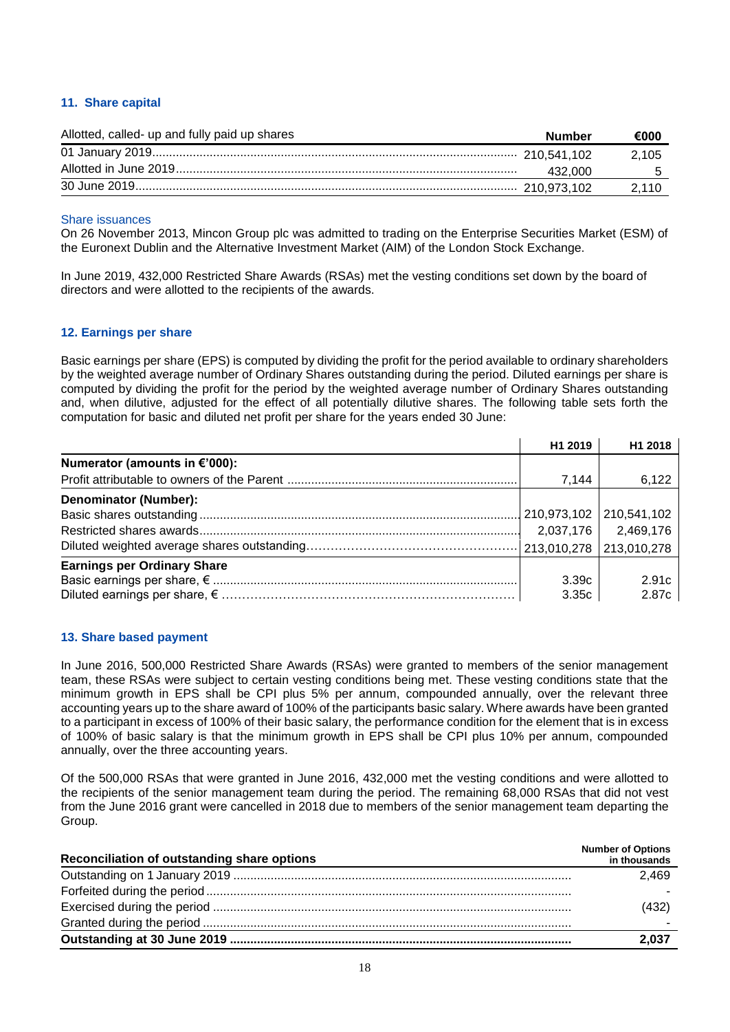## 11. Share capital

| Allotted, called- up and fully paid up shares | Number | €000 |
|---|---|---|
| 01 January 2019 | 210,541,102 | 2,105 |
| Allotted in June 2019 | 432,000 | 5 |
| 30 June 2019 | 210,973,102 | 2,110 |

### Share issuances

On 26 November 2013, Mincon Group plc was admitted to trading on the Enterprise Securities Market (ESM) of the Euronext Dublin and the Alternative Investment Market (AIM) of the London Stock Exchange.

In June 2019, 432,000 Restricted Share Awards (RSAs) met the vesting conditions set down by the board of directors and were allotted to the recipients of the awards.

## 12. Earnings per share

Basic earnings per share (EPS) is computed by dividing the profit for the period available to ordinary shareholders by the weighted average number of Ordinary Shares outstanding during the period. Diluted earnings per share is computed by dividing the profit for the period by the weighted average number of Ordinary Shares outstanding and, when dilutive, adjusted for the effect of all potentially dilutive shares. The following table sets forth the computation for basic and diluted net profit per share for the years ended 30 June:

| | H1 2019 | H1 2018 |
|---|---|---|
| **Numerator (amounts in €'000):** | | |
| Profit attributable to owners of the Parent | 7,144 | 6,122 |
| **Denominator (Number):** | | |
| Basic shares outstanding | 210,973,102 | 210,541,102 |
| Restricted shares awards | 2,037,176 | 2,469,176 |
| Diluted weighted average shares outstanding | 213,010,278 | 213,010,278 |
| **Earnings per Ordinary Share** | | |
| Basic earnings per share, € | 3.39c | 2.91c |
| Diluted earnings per share, € | 3.35c | 2.87c |

## 13. Share based payment

In June 2016, 500,000 Restricted Share Awards (RSAs) were granted to members of the senior management team, these RSAs were subject to certain vesting conditions being met. These vesting conditions state that the minimum growth in EPS shall be CPI plus 5% per annum, compounded annually, over the relevant three accounting years up to the share award of 100% of the participants basic salary. Where awards have been granted to a participant in excess of 100% of their basic salary, the performance condition for the element that is in excess of 100% of basic salary is that the minimum growth in EPS shall be CPI plus 10% per annum, compounded annually, over the three accounting years.

Of the 500,000 RSAs that were granted in June 2016, 432,000 met the vesting conditions and were allotted to the recipients of the senior management team during the period. The remaining 68,000 RSAs that did not vest from the June 2016 grant were cancelled in 2018 due to members of the senior management team departing the Group.

| Reconciliation of outstanding share options | Number of Options in thousands |
|---|---|
| Outstanding on 1 January 2019 | 2,469 |
| Forfeited during the period | - |
| Exercised during the period | (432) |
| Granted during the period | - |
| **Outstanding at 30 June 2019** | **2,037** |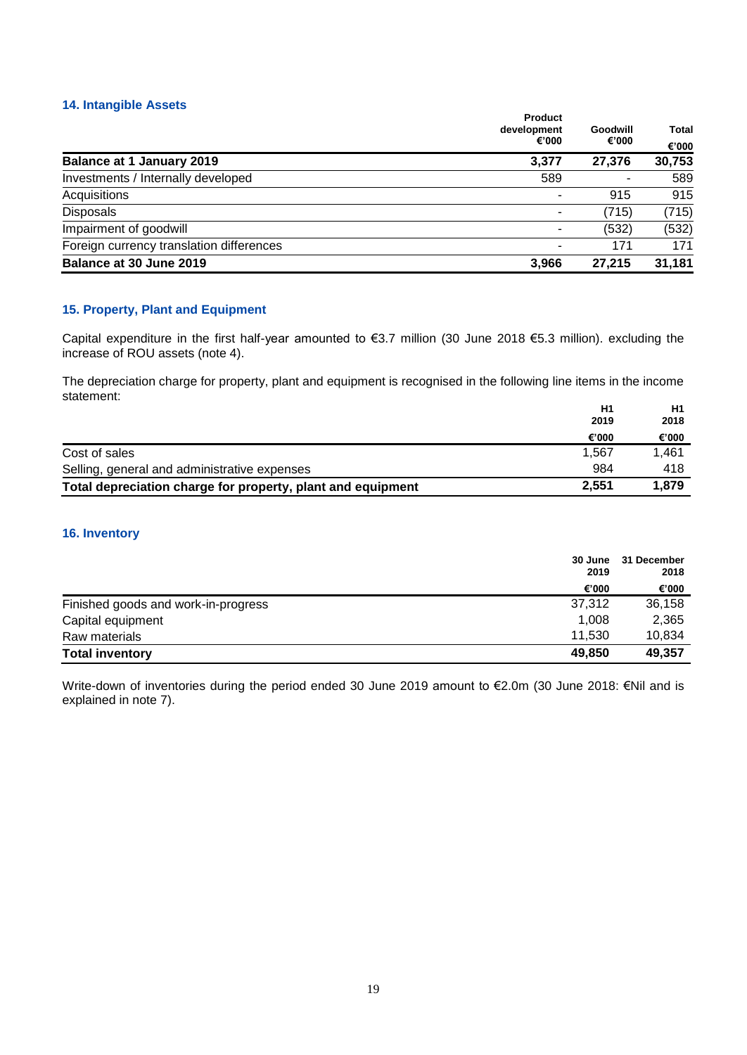## 14. Intangible Assets

| | Product development €'000 | Goodwill €'000 | Total €'000 |
|---|---|---|---|
| **Balance at 1 January 2019** | **3,377** | **27,376** | **30,753** |
| Investments / Internally developed | 589 | - | 589 |
| Acquisitions | - | 915 | 915 |
| Disposals | - | (715) | (715) |
| Impairment of goodwill | - | (532) | (532) |
| Foreign currency translation differences | - | 171 | 171 |
| **Balance at 30 June 2019** | **3,966** | **27,215** | **31,181** |

## 15. Property, Plant and Equipment

Capital expenditure in the first half-year amounted to €3.7 million (30 June 2018 €5.3 million). excluding the increase of ROU assets (note 4).

The depreciation charge for property, plant and equipment is recognised in the following line items in the income statement:

| | H1 2019 €'000 | H1 2018 €'000 |
|---|---|---|
| Cost of sales | 1,567 | 1,461 |
| Selling, general and administrative expenses | 984 | 418 |
| **Total depreciation charge for property, plant and equipment** | **2,551** | **1,879** |

## 16. Inventory

| | 30 June 2019 €'000 | 31 December 2018 €'000 |
|---|---|---|
| Finished goods and work-in-progress | 37,312 | 36,158 |
| Capital equipment | 1,008 | 2,365 |
| Raw materials | 11,530 | 10,834 |
| **Total inventory** | **49,850** | **49,357** |

Write-down of inventories during the period ended 30 June 2019 amount to €2.0m (30 June 2018: €Nil and is explained in note 7).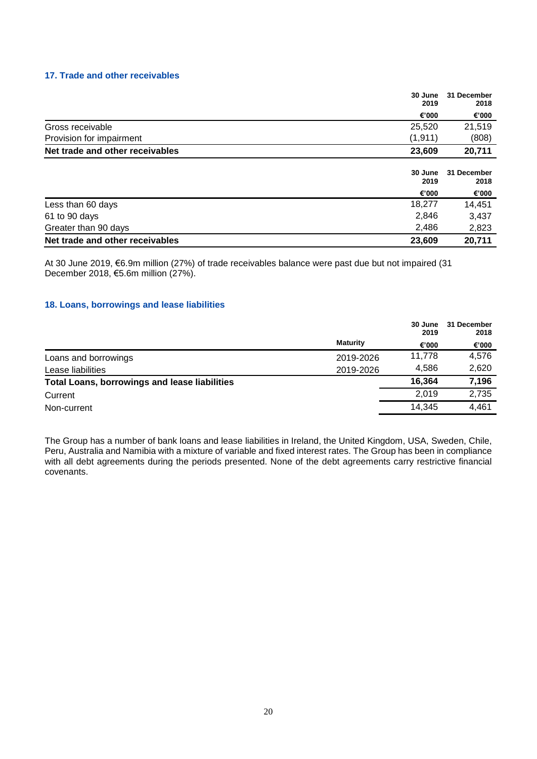## 17. Trade and other receivables

| | 30 June 2019 | 31 December 2018 |
|---|---|---|
| | €'000 | €'000 |
| Gross receivable | 25,520 | 21,519 |
| Provision for impairment | (1,911) | (808) |
| **Net trade and other receivables** | **23,609** | **20,711** |

| | 30 June 2019 | 31 December 2018 |
|---|---|---|
| | €'000 | €'000 |
| Less than 60 days | 18,277 | 14,451 |
| 61 to 90 days | 2,846 | 3,437 |
| Greater than 90 days | 2,486 | 2,823 |
| **Net trade and other receivables** | **23,609** | **20,711** |

At 30 June 2019, €6.9m million (27%) of trade receivables balance were past due but not impaired (31 December 2018, €5.6m million (27%).

## 18. Loans, borrowings and lease liabilities

| | Maturity | 30 June 2019 €'000 | 31 December 2018 €'000 |
|---|---|---|---|
| Loans and borrowings | 2019-2026 | 11,778 | 4,576 |
| Lease liabilities | 2019-2026 | 4,586 | 2,620 |
| **Total Loans, borrowings and lease liabilities** | | **16,364** | **7,196** |
| Current | | 2,019 | 2,735 |
| Non-current | | 14,345 | 4,461 |

The Group has a number of bank loans and lease liabilities in Ireland, the United Kingdom, USA, Sweden, Chile, Peru, Australia and Namibia with a mixture of variable and fixed interest rates. The Group has been in compliance with all debt agreements during the periods presented. None of the debt agreements carry restrictive financial covenants.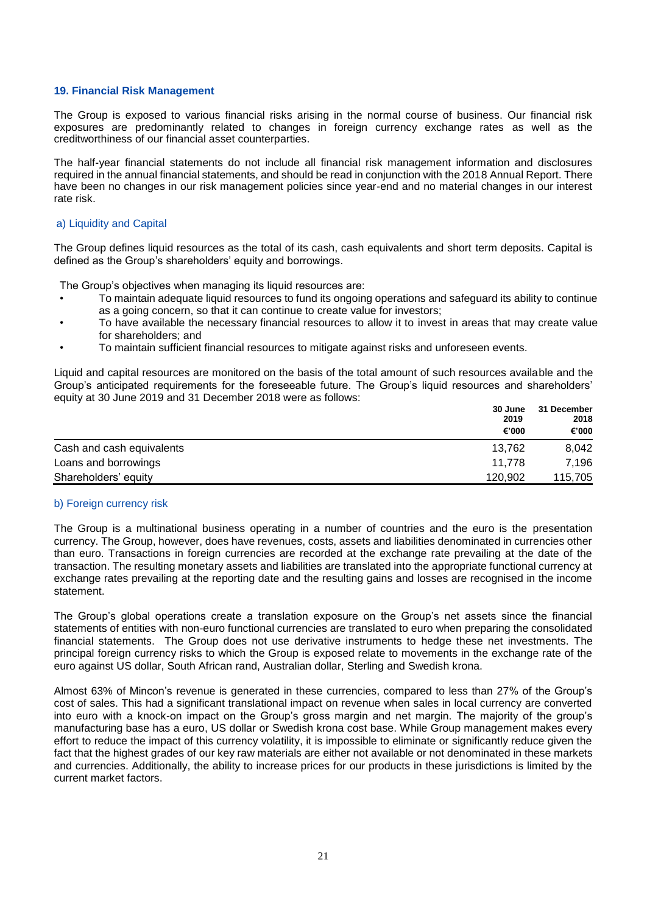## 19. Financial Risk Management

The Group is exposed to various financial risks arising in the normal course of business. Our financial risk exposures are predominantly related to changes in foreign currency exchange rates as well as the creditworthiness of our financial asset counterparties.

The half-year financial statements do not include all financial risk management information and disclosures required in the annual financial statements, and should be read in conjunction with the 2018 Annual Report. There have been no changes in our risk management policies since year-end and no material changes in our interest rate risk.

### a) Liquidity and Capital

The Group defines liquid resources as the total of its cash, cash equivalents and short term deposits. Capital is defined as the Group's shareholders' equity and borrowings.

The Group's objectives when managing its liquid resources are:

- To maintain adequate liquid resources to fund its ongoing operations and safeguard its ability to continue as a going concern, so that it can continue to create value for investors;
- To have available the necessary financial resources to allow it to invest in areas that may create value for shareholders; and
- To maintain sufficient financial resources to mitigate against risks and unforeseen events.

Liquid and capital resources are monitored on the basis of the total amount of such resources available and the Group's anticipated requirements for the foreseeable future. The Group's liquid resources and shareholders' equity at 30 June 2019 and 31 December 2018 were as follows:

| | 30 June 2019 €'000 | 31 December 2018 €'000 |
|---|---|---|
| Cash and cash equivalents | 13,762 | 8,042 |
| Loans and borrowings | 11,778 | 7,196 |
| Shareholders' equity | 120,902 | 115,705 |

### b) Foreign currency risk

The Group is a multinational business operating in a number of countries and the euro is the presentation currency. The Group, however, does have revenues, costs, assets and liabilities denominated in currencies other than euro. Transactions in foreign currencies are recorded at the exchange rate prevailing at the date of the transaction. The resulting monetary assets and liabilities are translated into the appropriate functional currency at exchange rates prevailing at the reporting date and the resulting gains and losses are recognised in the income statement.

The Group's global operations create a translation exposure on the Group's net assets since the financial statements of entities with non-euro functional currencies are translated to euro when preparing the consolidated financial statements. The Group does not use derivative instruments to hedge these net investments. The principal foreign currency risks to which the Group is exposed relate to movements in the exchange rate of the euro against US dollar, South African rand, Australian dollar, Sterling and Swedish krona.

Almost 63% of Mincon's revenue is generated in these currencies, compared to less than 27% of the Group's cost of sales. This had a significant translational impact on revenue when sales in local currency are converted into euro with a knock-on impact on the Group's gross margin and net margin. The majority of the group's manufacturing base has a euro, US dollar or Swedish krona cost base. While Group management makes every effort to reduce the impact of this currency volatility, it is impossible to eliminate or significantly reduce given the fact that the highest grades of our key raw materials are either not available or not denominated in these markets and currencies. Additionally, the ability to increase prices for our products in these jurisdictions is limited by the current market factors.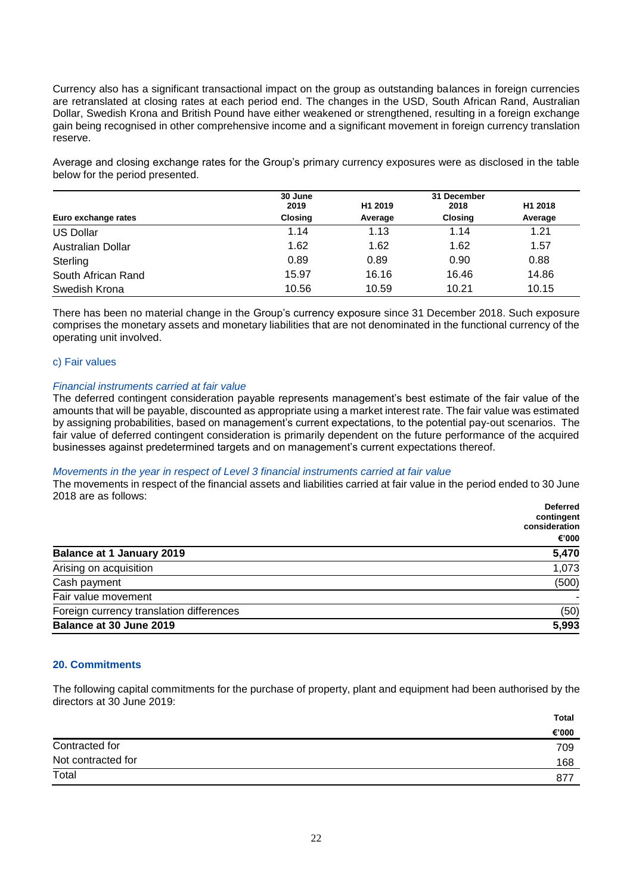Currency also has a significant transactional impact on the group as outstanding balances in foreign currencies are retranslated at closing rates at each period end. The changes in the USD, South African Rand, Australian Dollar, Swedish Krona and British Pound have either weakened or strengthened, resulting in a foreign exchange gain being recognised in other comprehensive income and a significant movement in foreign currency translation reserve.

Average and closing exchange rates for the Group's primary currency exposures were as disclosed in the table below for the period presented.

| Euro exchange rates | 30 June 2019 Closing | H1 2019 Average | 31 December 2018 Closing | H1 2018 Average |
|---|---|---|---|---|
| US Dollar | 1.14 | 1.13 | 1.14 | 1.21 |
| Australian Dollar | 1.62 | 1.62 | 1.62 | 1.57 |
| Sterling | 0.89 | 0.89 | 0.90 | 0.88 |
| South African Rand | 15.97 | 16.16 | 16.46 | 14.86 |
| Swedish Krona | 10.56 | 10.59 | 10.21 | 10.15 |

There has been no material change in the Group's currency exposure since 31 December 2018. Such exposure comprises the monetary assets and monetary liabilities that are not denominated in the functional currency of the operating unit involved.

### c) Fair values

*Financial instruments carried at fair value*

The deferred contingent consideration payable represents management's best estimate of the fair value of the amounts that will be payable, discounted as appropriate using a market interest rate. The fair value was estimated by assigning probabilities, based on management's current expectations, to the potential pay-out scenarios. The fair value of deferred contingent consideration is primarily dependent on the future performance of the acquired businesses against predetermined targets and on management's current expectations thereof.

*Movements in the year in respect of Level 3 financial instruments carried at fair value*

The movements in respect of the financial assets and liabilities carried at fair value in the period ended to 30 June 2018 are as follows:

| | Deferred contingent consideration €'000 |
|---|---|
| **Balance at 1 January 2019** | **5,470** |
| Arising on acquisition | 1,073 |
| Cash payment | (500) |
| Fair value movement | - |
| Foreign currency translation differences | (50) |
| **Balance at 30 June 2019** | **5,993** |

## 20. Commitments

The following capital commitments for the purchase of property, plant and equipment had been authorised by the directors at 30 June 2019:

| | Total €'000 |
|---|---|
| Contracted for | 709 |
| Not contracted for | 168 |
| Total | 877 |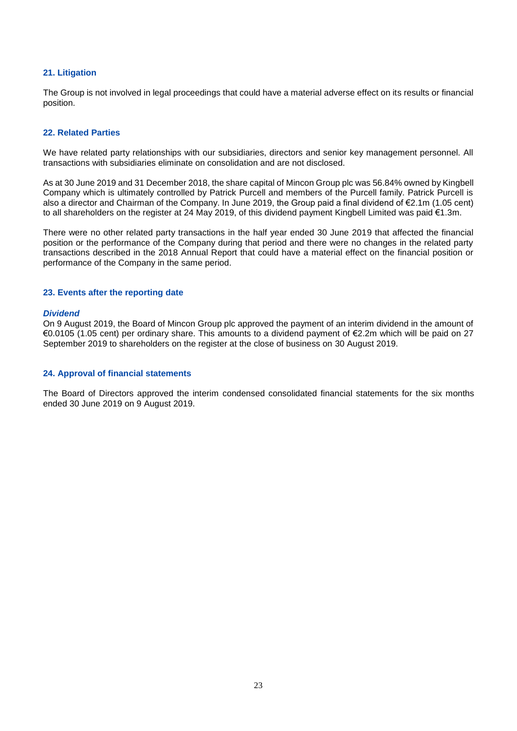## 21. Litigation

The Group is not involved in legal proceedings that could have a material adverse effect on its results or financial position.

## 22. Related Parties

We have related party relationships with our subsidiaries, directors and senior key management personnel. All transactions with subsidiaries eliminate on consolidation and are not disclosed.

As at 30 June 2019 and 31 December 2018, the share capital of Mincon Group plc was 56.84% owned by Kingbell Company which is ultimately controlled by Patrick Purcell and members of the Purcell family. Patrick Purcell is also a director and Chairman of the Company. In June 2019, the Group paid a final dividend of €2.1m (1.05 cent) to all shareholders on the register at 24 May 2019, of this dividend payment Kingbell Limited was paid €1.3m.

There were no other related party transactions in the half year ended 30 June 2019 that affected the financial position or the performance of the Company during that period and there were no changes in the related party transactions described in the 2018 Annual Report that could have a material effect on the financial position or performance of the Company in the same period.

## 23. Events after the reporting date

***Dividend***

On 9 August 2019, the Board of Mincon Group plc approved the payment of an interim dividend in the amount of €0.0105 (1.05 cent) per ordinary share. This amounts to a dividend payment of €2.2m which will be paid on 27 September 2019 to shareholders on the register at the close of business on 30 August 2019.

## 24. Approval of financial statements

The Board of Directors approved the interim condensed consolidated financial statements for the six months ended 30 June 2019 on 9 August 2019.